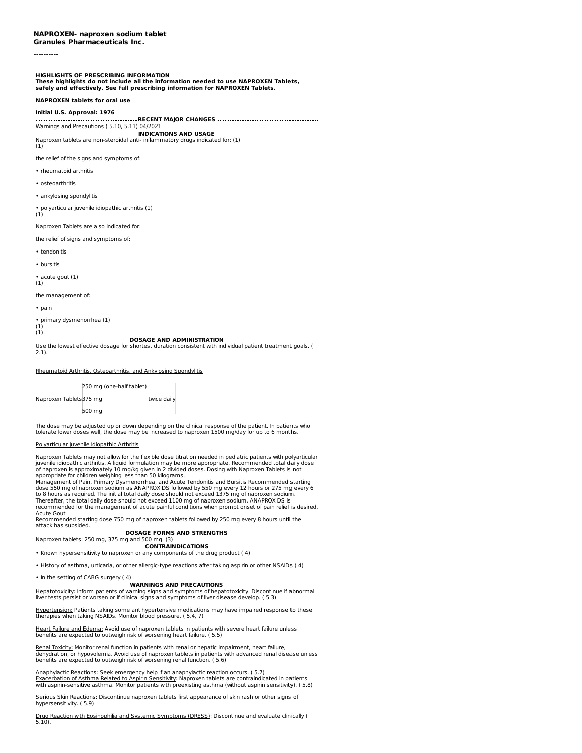**NAPROXEN- naproxen sodium tablet**
**Granules Pharmaceuticals Inc.**

----------

**HIGHLIGHTS OF PRESCRIBING INFORMATION**
**These highlights do not include all the information needed to use NAPROXEN Tablets, safely and effectively. See full prescribing information for NAPROXEN Tablets.**

**NAPROXEN tablets for oral use**

**Initial U.S. Approval: 1976**

**RECENT MAJOR CHANGES**

Warnings and Precautions ( 5.10, 5.11) 04/2021

**INDICATIONS AND USAGE**

Naproxen tablets are non-steroidal anti- inflammatory drugs indicated for: (1)
(1)

the relief of the signs and symptoms of:

• rheumatoid arthritis

• osteoarthritis

• ankylosing spondylitis

• polyarticular juvenile idiopathic arthritis (1)
(1)

Naproxen Tablets are also indicated for:

the relief of signs and symptoms of:

• tendonitis

• bursitis

• acute gout (1)
(1)

the management of:

• pain

• primary dysmenorrhea (1)
(1)
(1)

**DOSAGE AND ADMINISTRATION**

Use the lowest effective dosage for shortest duration consistent with individual patient treatment goals. ( 2.1).

Rheumatoid Arthritis, Osteoarthritis, and Ankylosing Spondylitis

| | | |
|---|---|---|
| | 250 mg (one-half tablet) | |
| Naproxen Tablets | 375 mg | twice daily |
| | 500 mg | |

The dose may be adjusted up or down depending on the clinical response of the patient. In patients who tolerate lower doses well, the dose may be increased to naproxen 1500 mg/day for up to 6 months.

Polyarticular Juvenile Idiopathic Arthritis

Naproxen Tablets may not allow for the flexible dose titration needed in pediatric patients with polyarticular juvenile idiopathic arthritis. A liquid formulation may be more appropriate. Recommended total daily dose of naproxen is approximately 10 mg/kg given in 2 divided doses. Dosing with Naproxen Tablets is not appropriate for children weighing less than 50 kilograms.
Management of Pain, Primary Dysmenorrhea, and Acute Tendonitis and Bursitis Recommended starting dose 550 mg of naproxen sodium as ANAPROX DS followed by 550 mg every 12 hours or 275 mg every 6 to 8 hours as required. The initial total daily dose should not exceed 1375 mg of naproxen sodium. Thereafter, the total daily dose should not exceed 1100 mg of naproxen sodium. ANAPROX DS is recommended for the management of acute painful conditions when prompt onset of pain relief is desired.
Acute Gout
Recommended starting dose 750 mg of naproxen tablets followed by 250 mg every 8 hours until the attack has subsided.

**DOSAGE FORMS AND STRENGTHS**

Naproxen tablets: 250 mg, 375 mg and 500 mg. (3)

**CONTRAINDICATIONS**

• Known hypersensitivity to naproxen or any components of the drug product ( 4)

• History of asthma, urticaria, or other allergic-type reactions after taking aspirin or other NSAIDs ( 4)

• In the setting of CABG surgery ( 4)

**WARNINGS AND PRECAUTIONS**

Hepatotoxicity: Inform patients of warning signs and symptoms of hepatotoxicity. Discontinue if abnormal liver tests persist or worsen or if clinical signs and symptoms of liver disease develop. ( 5.3)

Hypertension: Patients taking some antihypertensive medications may have impaired response to these therapies when taking NSAIDs. Monitor blood pressure. ( 5.4, 7)

Heart Failure and Edema: Avoid use of naproxen tablets in patients with severe heart failure unless benefits are expected to outweigh risk of worsening heart failure. ( 5.5)

Renal Toxicity: Monitor renal function in patients with renal or hepatic impairment, heart failure, dehydration, or hypovolemia. Avoid use of naproxen tablets in patients with advanced renal disease unless benefits are expected to outweigh risk of worsening renal function. ( 5.6)

Anaphylactic Reactions: Seek emergency help if an anaphylactic reaction occurs. ( 5.7)
Exacerbation of Asthma Related to Aspirin Sensitivity: Naproxen tablets are contraindicated in patients with aspirin-sensitive asthma. Monitor patients with preexisting asthma (without aspirin sensitivity). ( 5.8)

Serious Skin Reactions: Discontinue naproxen tablets first appearance of skin rash or other signs of hypersensitivity. ( 5.9)

Drug Reaction with Eosinophilia and Systemic Symptoms (DRESS): Discontinue and evaluate clinically ( 5.10).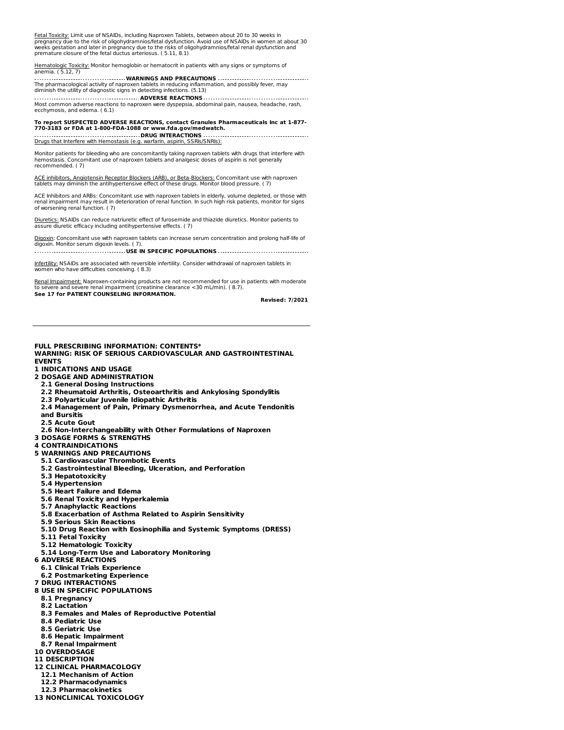Fetal Toxicity: Limit use of NSAIDs, including Naproxen Tablets, between about 20 to 30 weeks in pregnancy due to the risk of oligohydramnios/fetal dysfunction. Avoid use of NSAIDs in women at about 30 weeks gestation and later in pregnancy due to the risks of oligohydramnios/fetal renal dysfunction and premature closure of the fetal ductus arteriosus. ( 5.11, 8.1)

Hematologic Toxicity: Monitor hemoglobin or hematocrit in patients with any signs or symptoms of anemia. ( 5.12, 7)

**WARNINGS AND PRECAUTIONS**

The pharmacological activity of naproxen tablets in reducing inflammation, and possibly fever, may diminish the utility of diagnostic signs in detecting infections. (5.13)

**ADVERSE REACTIONS**

Most common adverse reactions to naproxen were dyspepsia, abdominal pain, nausea, headache, rash, ecchymosis, and edema. ( 6.1)

**To report SUSPECTED ADVERSE REACTIONS, contact Granules Pharmaceuticals Inc at 1-877-770-3183 or FDA at 1-800-FDA-1088 or www.fda.gov/medwatch.**

**DRUG INTERACTIONS**

Drugs that Interfere with Hemostasis (e.g. warfarin, aspirin, SSRIs/SNRIs):

Monitor patients for bleeding who are concomitantly taking naproxen tablets with drugs that interfere with hemostasis. Concomitant use of naproxen tablets and analgesic doses of aspirin is not generally recommended. ( 7)

ACE inhibitors, Angiotensin Receptor Blockers (ARB), or Beta-Blockers: Concomitant use with naproxen tablets may diminish the antihypertensive effect of these drugs. Monitor blood pressure. ( 7)

ACE Inhibitors and ARBs: Concomitant use with naproxen tablets in elderly, volume depleted, or those with renal impairment may result in deterioration of renal function. In such high risk patients, monitor for signs of worsening renal function. ( 7)

Diuretics: NSAIDs can reduce natriuretic effect of furosemide and thiazide diuretics. Monitor patients to assure diuretic efficacy including antihypertensive effects. ( 7)

Digoxin: Concomitant use with naproxen tablets can increase serum concentration and prolong half-life of digoxin. Monitor serum digoxin levels. ( 7).

**USE IN SPECIFIC POPULATIONS**

Infertility: NSAIDs are associated with reversible infertility. Consider withdrawal of naproxen tablets in women who have difficulties conceiving. ( 8.3)

Renal Impairment: Naproxen-containing products are not recommended for use in patients with moderate to severe and severe renal impairment (creatinine clearance <30 mL/min). ( 8.7).

**See 17 for PATIENT COUNSELING INFORMATION.**

**Revised: 7/2021**

---

**FULL PRESCRIBING INFORMATION: CONTENTS***

**WARNING: RISK OF SERIOUS CARDIOVASCULAR AND GASTROINTESTINAL EVENTS**

**1 INDICATIONS AND USAGE**

**2 DOSAGE AND ADMINISTRATION**
- **2.1 General Dosing Instructions**
- **2.2 Rheumatoid Arthritis, Osteoarthritis and Ankylosing Spondylitis**
- **2.3 Polyarticular Juvenile Idiopathic Arthritis**
- **2.4 Management of Pain, Primary Dysmenorrhea, and Acute Tendonitis and Bursitis**
- **2.5 Acute Gout**
- **2.6 Non-Interchangeability with Other Formulations of Naproxen**

**3 DOSAGE FORMS & STRENGTHS**

**4 CONTRAINDICATIONS**

**5 WARNINGS AND PRECAUTIONS**
- **5.1 Cardiovascular Thrombotic Events**
- **5.2 Gastrointestinal Bleeding, Ulceration, and Perforation**
- **5.3 Hepatotoxicity**
- **5.4 Hypertension**
- **5.5 Heart Failure and Edema**
- **5.6 Renal Toxicity and Hyperkalemia**
- **5.7 Anaphylactic Reactions**
- **5.8 Exacerbation of Asthma Related to Aspirin Sensitivity**
- **5.9 Serious Skin Reactions**
- **5.10 Drug Reaction with Eosinophilia and Systemic Symptoms (DRESS)**
- **5.11 Fetal Toxicity**
- **5.12 Hematologic Toxicity**
- **5.14 Long-Term Use and Laboratory Monitoring**

**6 ADVERSE REACTIONS**
- **6.1 Clinical Trials Experience**
- **6.2 Postmarketing Experience**

**7 DRUG INTERACTIONS**

**8 USE IN SPECIFIC POPULATIONS**
- **8.1 Pregnancy**
- **8.2 Lactation**
- **8.3 Females and Males of Reproductive Potential**
- **8.4 Pediatric Use**
- **8.5 Geriatric Use**
- **8.6 Hepatic Impairment**
- **8.7 Renal Impairment**

**10 OVERDOSAGE**

**11 DESCRIPTION**

**12 CLINICAL PHARMACOLOGY**
- **12.1 Mechanism of Action**
- **12.2 Pharmacodynamics**
- **12.3 Pharmacokinetics**

**13 NONCLINICAL TOXICOLOGY**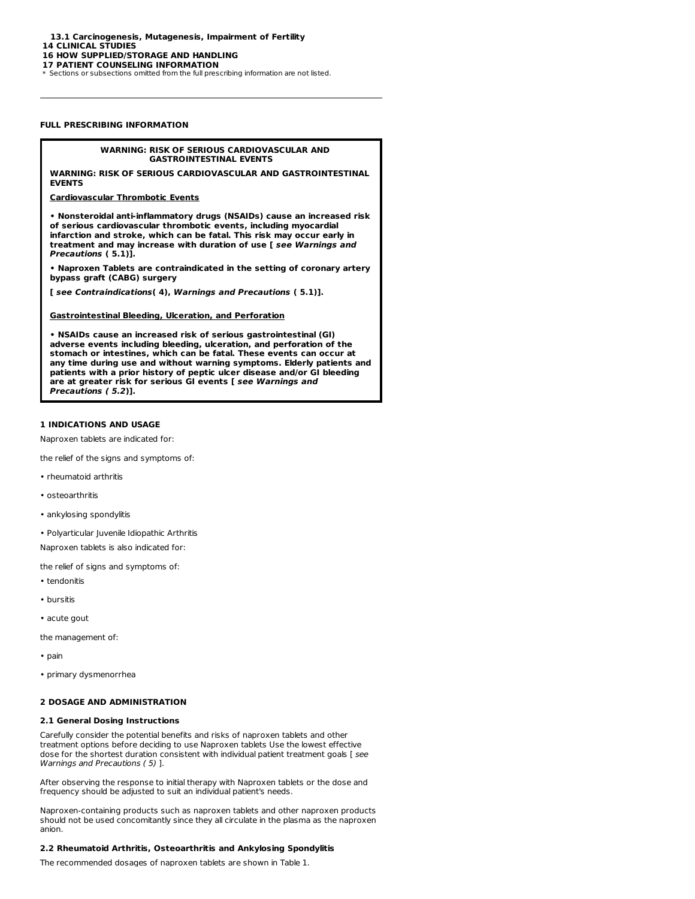**13.1 Carcinogenesis, Mutagenesis, Impairment of Fertility**
**14 CLINICAL STUDIES**
**16 HOW SUPPLIED/STORAGE AND HANDLING**
**17 PATIENT COUNSELING INFORMATION**
* Sections or subsections omitted from the full prescribing information are not listed.

---

**FULL PRESCRIBING INFORMATION**

**WARNING: RISK OF SERIOUS CARDIOVASCULAR AND GASTROINTESTINAL EVENTS**

**WARNING: RISK OF SERIOUS CARDIOVASCULAR AND GASTROINTESTINAL EVENTS**

**Cardiovascular Thrombotic Events**

**• Nonsteroidal anti-inflammatory drugs (NSAIDs) cause an increased risk of serious cardiovascular thrombotic events, including myocardial infarction and stroke, which can be fatal. This risk may occur early in treatment and may increase with duration of use [ *see Warnings and Precautions* ( 5.1)].**

**• Naproxen Tablets are contraindicated in the setting of coronary artery bypass graft (CABG) surgery**

**[ *see Contraindications*( 4), *Warnings and Precautions* ( 5.1)].**

**Gastrointestinal Bleeding, Ulceration, and Perforation**

**• NSAIDs cause an increased risk of serious gastrointestinal (GI) adverse events including bleeding, ulceration, and perforation of the stomach or intestines, which can be fatal. These events can occur at any time during use and without warning symptoms. Elderly patients and patients with a prior history of peptic ulcer disease and/or GI bleeding are at greater risk for serious GI events [ *see Warnings and Precautions ( 5.2)*].**

## 1 INDICATIONS AND USAGE

Naproxen tablets are indicated for:

the relief of the signs and symptoms of:

- rheumatoid arthritis
- osteoarthritis
- ankylosing spondylitis
- Polyarticular Juvenile Idiopathic Arthritis

Naproxen tablets is also indicated for:

the relief of signs and symptoms of:

- tendonitis
- bursitis
- acute gout

the management of:

- pain
- primary dysmenorrhea

## 2 DOSAGE AND ADMINISTRATION

### 2.1 General Dosing Instructions

Carefully consider the potential benefits and risks of naproxen tablets and other treatment options before deciding to use Naproxen tablets Use the lowest effective dose for the shortest duration consistent with individual patient treatment goals [ *see Warnings and Precautions ( 5)* ].

After observing the response to initial therapy with Naproxen tablets or the dose and frequency should be adjusted to suit an individual patient's needs.

Naproxen-containing products such as naproxen tablets and other naproxen products should not be used concomitantly since they all circulate in the plasma as the naproxen anion.

### 2.2 Rheumatoid Arthritis, Osteoarthritis and Ankylosing Spondylitis

The recommended dosages of naproxen tablets are shown in Table 1.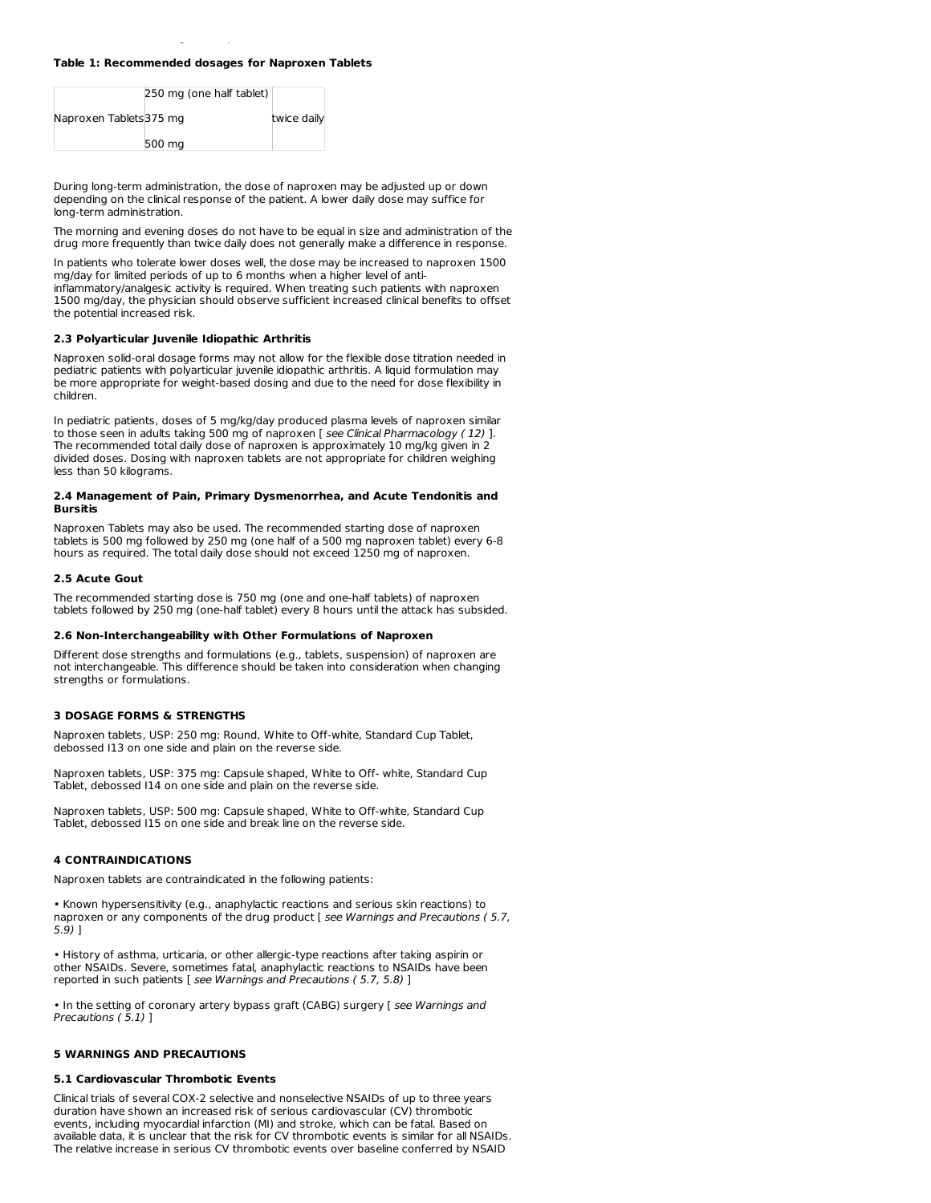**Table 1: Recommended dosages for Naproxen Tablets**

| | | |
|---|---|---|
| Naproxen Tablets | 250 mg (one half tablet)<br>375 mg<br>500 mg | twice daily |

During long-term administration, the dose of naproxen may be adjusted up or down depending on the clinical response of the patient. A lower daily dose may suffice for long-term administration.

The morning and evening doses do not have to be equal in size and administration of the drug more frequently than twice daily does not generally make a difference in response.

In patients who tolerate lower doses well, the dose may be increased to naproxen 1500 mg/day for limited periods of up to 6 months when a higher level of anti-inflammatory/analgesic activity is required. When treating such patients with naproxen 1500 mg/day, the physician should observe sufficient increased clinical benefits to offset the potential increased risk.

### 2.3 Polyarticular Juvenile Idiopathic Arthritis

Naproxen solid-oral dosage forms may not allow for the flexible dose titration needed in pediatric patients with polyarticular juvenile idiopathic arthritis. A liquid formulation may be more appropriate for weight-based dosing and due to the need for dose flexibility in children.

In pediatric patients, doses of 5 mg/kg/day produced plasma levels of naproxen similar to those seen in adults taking 500 mg of naproxen [ *see Clinical Pharmacology ( 12)* ]. The recommended total daily dose of naproxen is approximately 10 mg/kg given in 2 divided doses. Dosing with naproxen tablets are not appropriate for children weighing less than 50 kilograms.

### 2.4 Management of Pain, Primary Dysmenorrhea, and Acute Tendonitis and Bursitis

Naproxen Tablets may also be used. The recommended starting dose of naproxen tablets is 500 mg followed by 250 mg (one half of a 500 mg naproxen tablet) every 6-8 hours as required. The total daily dose should not exceed 1250 mg of naproxen.

### 2.5 Acute Gout

The recommended starting dose is 750 mg (one and one-half tablets) of naproxen tablets followed by 250 mg (one-half tablet) every 8 hours until the attack has subsided.

### 2.6 Non-Interchangeability with Other Formulations of Naproxen

Different dose strengths and formulations (e.g., tablets, suspension) of naproxen are not interchangeable. This difference should be taken into consideration when changing strengths or formulations.

## 3 DOSAGE FORMS & STRENGTHS

Naproxen tablets, USP: 250 mg: Round, White to Off-white, Standard Cup Tablet, debossed I13 on one side and plain on the reverse side.

Naproxen tablets, USP: 375 mg: Capsule shaped, White to Off- white, Standard Cup Tablet, debossed I14 on one side and plain on the reverse side.

Naproxen tablets, USP: 500 mg: Capsule shaped, White to Off-white, Standard Cup Tablet, debossed I15 on one side and break line on the reverse side.

## 4 CONTRAINDICATIONS

Naproxen tablets are contraindicated in the following patients:

- Known hypersensitivity (e.g., anaphylactic reactions and serious skin reactions) to naproxen or any components of the drug product [ *see Warnings and Precautions ( 5.7, 5.9)* ]
- History of asthma, urticaria, or other allergic-type reactions after taking aspirin or other NSAIDs. Severe, sometimes fatal, anaphylactic reactions to NSAIDs have been reported in such patients [ *see Warnings and Precautions ( 5.7, 5.8)* ]
- In the setting of coronary artery bypass graft (CABG) surgery [ *see Warnings and Precautions ( 5.1)* ]

## 5 WARNINGS AND PRECAUTIONS

### 5.1 Cardiovascular Thrombotic Events

Clinical trials of several COX-2 selective and nonselective NSAIDs of up to three years duration have shown an increased risk of serious cardiovascular (CV) thrombotic events, including myocardial infarction (MI) and stroke, which can be fatal. Based on available data, it is unclear that the risk for CV thrombotic events is similar for all NSAIDs. The relative increase in serious CV thrombotic events over baseline conferred by NSAID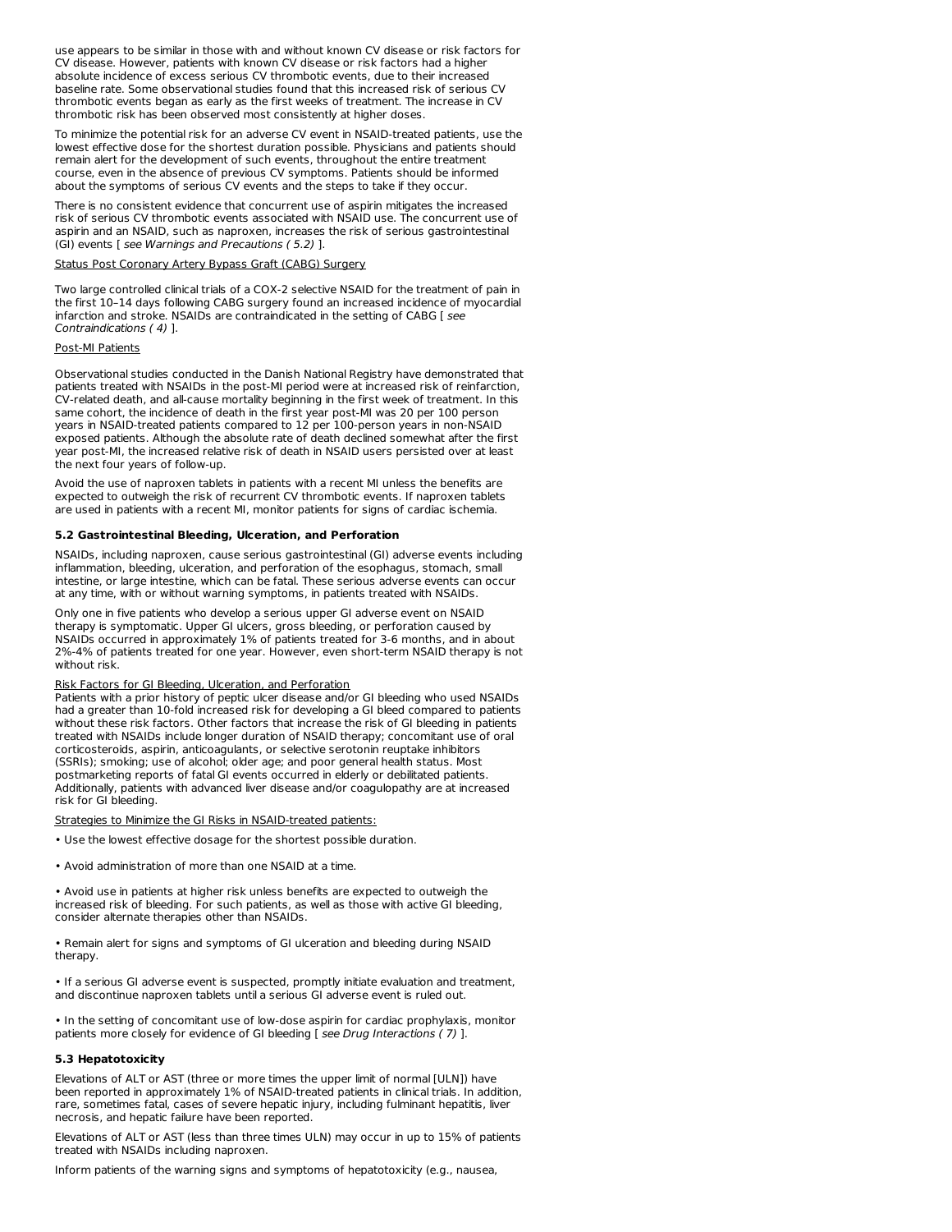use appears to be similar in those with and without known CV disease or risk factors for CV disease. However, patients with known CV disease or risk factors had a higher absolute incidence of excess serious CV thrombotic events, due to their increased baseline rate. Some observational studies found that this increased risk of serious CV thrombotic events began as early as the first weeks of treatment. The increase in CV thrombotic risk has been observed most consistently at higher doses.

To minimize the potential risk for an adverse CV event in NSAID-treated patients, use the lowest effective dose for the shortest duration possible. Physicians and patients should remain alert for the development of such events, throughout the entire treatment course, even in the absence of previous CV symptoms. Patients should be informed about the symptoms of serious CV events and the steps to take if they occur.

There is no consistent evidence that concurrent use of aspirin mitigates the increased risk of serious CV thrombotic events associated with NSAID use. The concurrent use of aspirin and an NSAID, such as naproxen, increases the risk of serious gastrointestinal (GI) events [ *see Warnings and Precautions ( 5.2)* ].

Status Post Coronary Artery Bypass Graft (CABG) Surgery

Two large controlled clinical trials of a COX-2 selective NSAID for the treatment of pain in the first 10–14 days following CABG surgery found an increased incidence of myocardial infarction and stroke. NSAIDs are contraindicated in the setting of CABG [ *see Contraindications ( 4)* ].

Post-MI Patients

Observational studies conducted in the Danish National Registry have demonstrated that patients treated with NSAIDs in the post-MI period were at increased risk of reinfarction, CV-related death, and all-cause mortality beginning in the first week of treatment. In this same cohort, the incidence of death in the first year post-MI was 20 per 100 person years in NSAID-treated patients compared to 12 per 100-person years in non-NSAID exposed patients. Although the absolute rate of death declined somewhat after the first year post-MI, the increased relative risk of death in NSAID users persisted over at least the next four years of follow-up.

Avoid the use of naproxen tablets in patients with a recent MI unless the benefits are expected to outweigh the risk of recurrent CV thrombotic events. If naproxen tablets are used in patients with a recent MI, monitor patients for signs of cardiac ischemia.

### 5.2 Gastrointestinal Bleeding, Ulceration, and Perforation

NSAIDs, including naproxen, cause serious gastrointestinal (GI) adverse events including inflammation, bleeding, ulceration, and perforation of the esophagus, stomach, small intestine, or large intestine, which can be fatal. These serious adverse events can occur at any time, with or without warning symptoms, in patients treated with NSAIDs.

Only one in five patients who develop a serious upper GI adverse event on NSAID therapy is symptomatic. Upper GI ulcers, gross bleeding, or perforation caused by NSAIDs occurred in approximately 1% of patients treated for 3-6 months, and in about 2%-4% of patients treated for one year. However, even short-term NSAID therapy is not without risk.

Risk Factors for GI Bleeding, Ulceration, and Perforation

Patients with a prior history of peptic ulcer disease and/or GI bleeding who used NSAIDs had a greater than 10-fold increased risk for developing a GI bleed compared to patients without these risk factors. Other factors that increase the risk of GI bleeding in patients treated with NSAIDs include longer duration of NSAID therapy; concomitant use of oral corticosteroids, aspirin, anticoagulants, or selective serotonin reuptake inhibitors (SSRIs); smoking; use of alcohol; older age; and poor general health status. Most postmarketing reports of fatal GI events occurred in elderly or debilitated patients. Additionally, patients with advanced liver disease and/or coagulopathy are at increased risk for GI bleeding.

Strategies to Minimize the GI Risks in NSAID-treated patients:

- Use the lowest effective dosage for the shortest possible duration.
- Avoid administration of more than one NSAID at a time.
- Avoid use in patients at higher risk unless benefits are expected to outweigh the increased risk of bleeding. For such patients, as well as those with active GI bleeding, consider alternate therapies other than NSAIDs.
- Remain alert for signs and symptoms of GI ulceration and bleeding during NSAID therapy.
- If a serious GI adverse event is suspected, promptly initiate evaluation and treatment, and discontinue naproxen tablets until a serious GI adverse event is ruled out.
- In the setting of concomitant use of low-dose aspirin for cardiac prophylaxis, monitor patients more closely for evidence of GI bleeding [ *see Drug Interactions ( 7)* ].

### 5.3 Hepatotoxicity

Elevations of ALT or AST (three or more times the upper limit of normal [ULN]) have been reported in approximately 1% of NSAID-treated patients in clinical trials. In addition, rare, sometimes fatal, cases of severe hepatic injury, including fulminant hepatitis, liver necrosis, and hepatic failure have been reported.

Elevations of ALT or AST (less than three times ULN) may occur in up to 15% of patients treated with NSAIDs including naproxen.

Inform patients of the warning signs and symptoms of hepatotoxicity (e.g., nausea,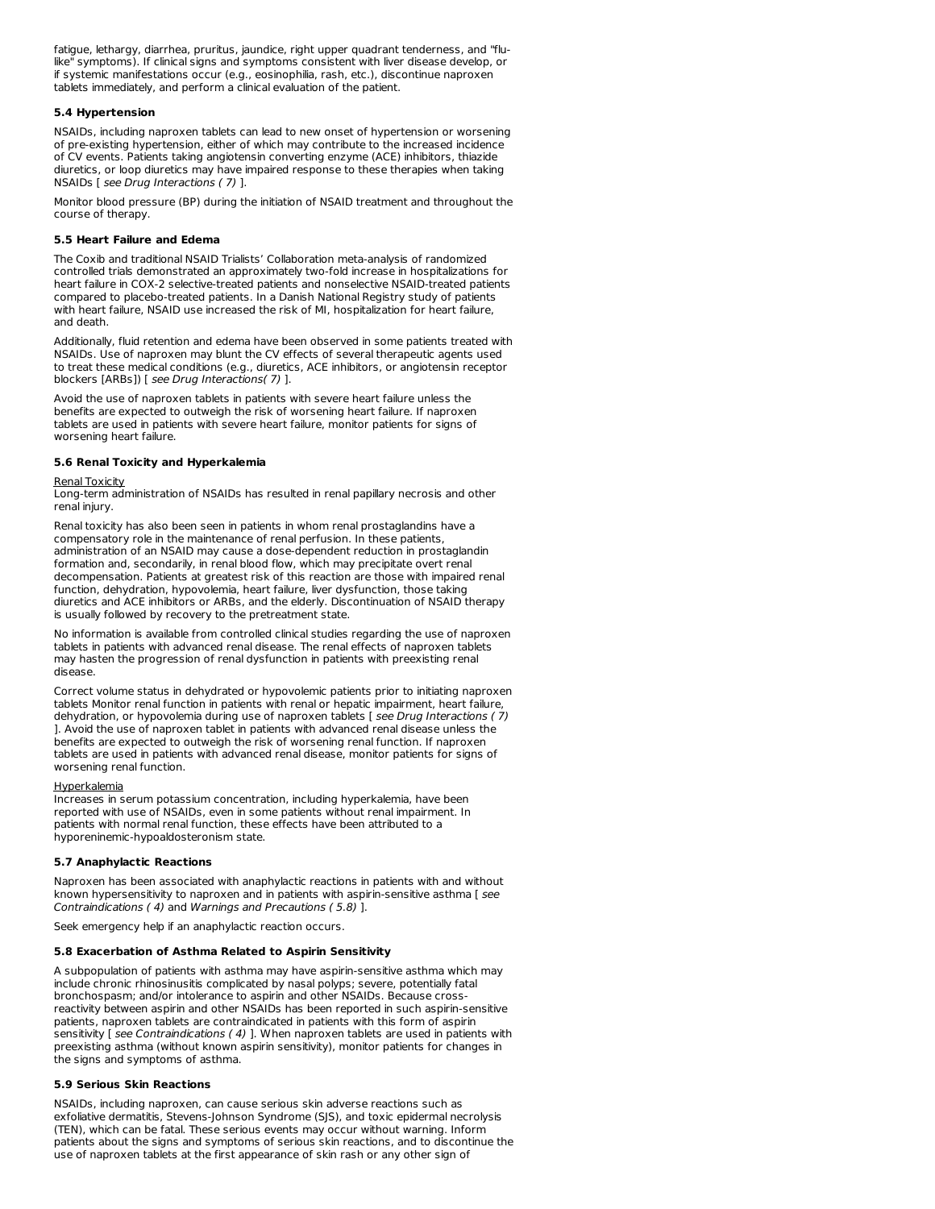fatigue, lethargy, diarrhea, pruritus, jaundice, right upper quadrant tenderness, and "flu-like" symptoms). If clinical signs and symptoms consistent with liver disease develop, or if systemic manifestations occur (e.g., eosinophilia, rash, etc.), discontinue naproxen tablets immediately, and perform a clinical evaluation of the patient.

### 5.4 Hypertension

NSAIDs, including naproxen tablets can lead to new onset of hypertension or worsening of pre-existing hypertension, either of which may contribute to the increased incidence of CV events. Patients taking angiotensin converting enzyme (ACE) inhibitors, thiazide diuretics, or loop diuretics may have impaired response to these therapies when taking NSAIDs [ *see Drug Interactions ( 7)* ].

Monitor blood pressure (BP) during the initiation of NSAID treatment and throughout the course of therapy.

### 5.5 Heart Failure and Edema

The Coxib and traditional NSAID Trialists' Collaboration meta-analysis of randomized controlled trials demonstrated an approximately two-fold increase in hospitalizations for heart failure in COX-2 selective-treated patients and nonselective NSAID-treated patients compared to placebo-treated patients. In a Danish National Registry study of patients with heart failure, NSAID use increased the risk of MI, hospitalization for heart failure, and death.

Additionally, fluid retention and edema have been observed in some patients treated with NSAIDs. Use of naproxen may blunt the CV effects of several therapeutic agents used to treat these medical conditions (e.g., diuretics, ACE inhibitors, or angiotensin receptor blockers [ARBs]) [ *see Drug Interactions( 7)* ].

Avoid the use of naproxen tablets in patients with severe heart failure unless the benefits are expected to outweigh the risk of worsening heart failure. If naproxen tablets are used in patients with severe heart failure, monitor patients for signs of worsening heart failure.

### 5.6 Renal Toxicity and Hyperkalemia

Renal Toxicity
Long-term administration of NSAIDs has resulted in renal papillary necrosis and other renal injury.

Renal toxicity has also been seen in patients in whom renal prostaglandins have a compensatory role in the maintenance of renal perfusion. In these patients, administration of an NSAID may cause a dose-dependent reduction in prostaglandin formation and, secondarily, in renal blood flow, which may precipitate overt renal decompensation. Patients at greatest risk of this reaction are those with impaired renal function, dehydration, hypovolemia, heart failure, liver dysfunction, those taking diuretics and ACE inhibitors or ARBs, and the elderly. Discontinuation of NSAID therapy is usually followed by recovery to the pretreatment state.

No information is available from controlled clinical studies regarding the use of naproxen tablets in patients with advanced renal disease. The renal effects of naproxen tablets may hasten the progression of renal dysfunction in patients with preexisting renal disease.

Correct volume status in dehydrated or hypovolemic patients prior to initiating naproxen tablets Monitor renal function in patients with renal or hepatic impairment, heart failure, dehydration, or hypovolemia during use of naproxen tablets [ *see Drug Interactions ( 7)* ]. Avoid the use of naproxen tablet in patients with advanced renal disease unless the benefits are expected to outweigh the risk of worsening renal function. If naproxen tablets are used in patients with advanced renal disease, monitor patients for signs of worsening renal function.

Hyperkalemia
Increases in serum potassium concentration, including hyperkalemia, have been reported with use of NSAIDs, even in some patients without renal impairment. In patients with normal renal function, these effects have been attributed to a hyporeninemic-hypoaldosteronism state.

### 5.7 Anaphylactic Reactions

Naproxen has been associated with anaphylactic reactions in patients with and without known hypersensitivity to naproxen and in patients with aspirin-sensitive asthma [ *see Contraindications ( 4)* and *Warnings and Precautions ( 5.8)* ].

Seek emergency help if an anaphylactic reaction occurs.

### 5.8 Exacerbation of Asthma Related to Aspirin Sensitivity

A subpopulation of patients with asthma may have aspirin-sensitive asthma which may include chronic rhinosinusitis complicated by nasal polyps; severe, potentially fatal bronchospasm; and/or intolerance to aspirin and other NSAIDs. Because cross-reactivity between aspirin and other NSAIDs has been reported in such aspirin-sensitive patients, naproxen tablets are contraindicated in patients with this form of aspirin sensitivity [ *see Contraindications ( 4)* ]. When naproxen tablets are used in patients with preexisting asthma (without known aspirin sensitivity), monitor patients for changes in the signs and symptoms of asthma.

### 5.9 Serious Skin Reactions

NSAIDs, including naproxen, can cause serious skin adverse reactions such as exfoliative dermatitis, Stevens-Johnson Syndrome (SJS), and toxic epidermal necrolysis (TEN), which can be fatal. These serious events may occur without warning. Inform patients about the signs and symptoms of serious skin reactions, and to discontinue the use of naproxen tablets at the first appearance of skin rash or any other sign of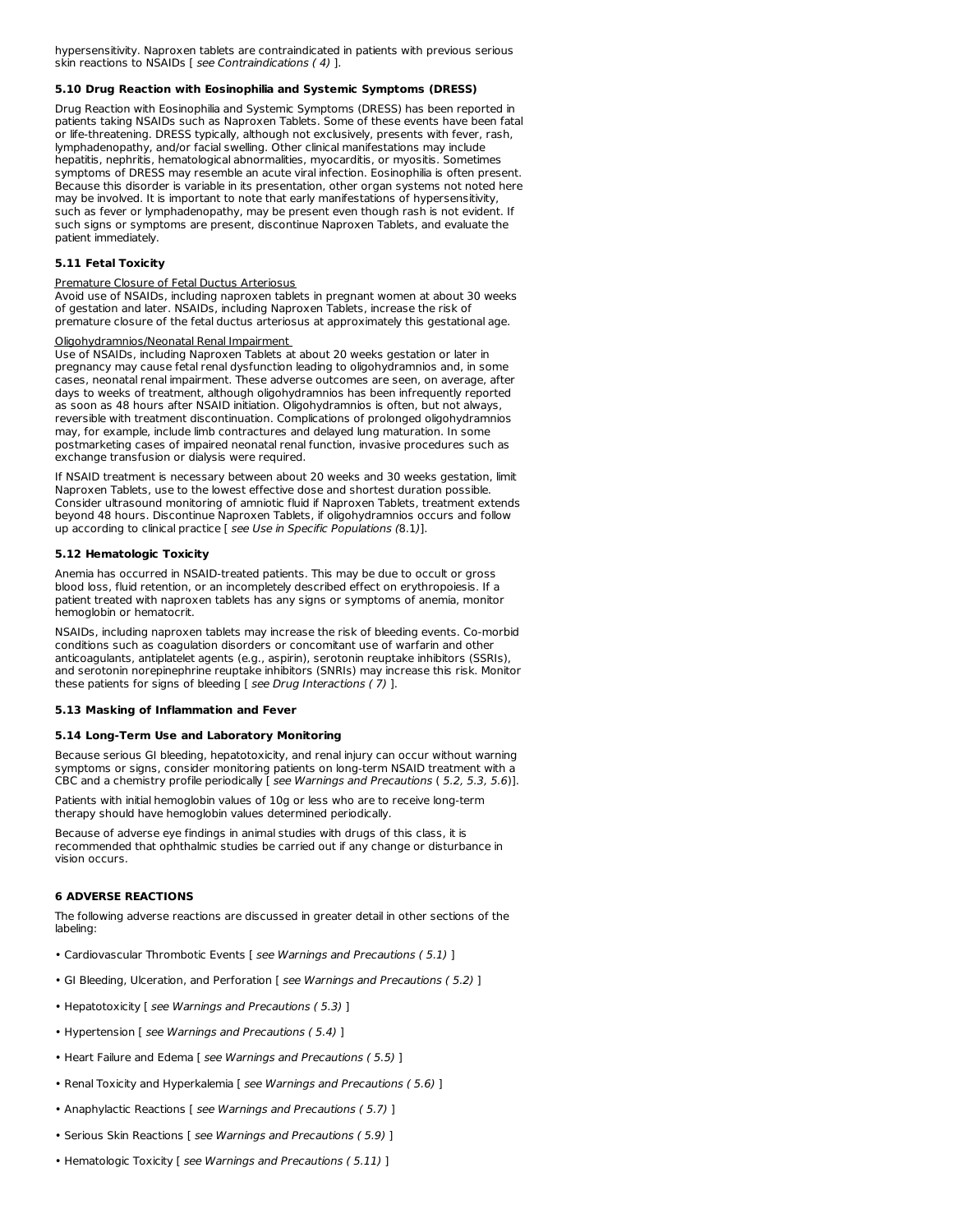hypersensitivity. Naproxen tablets are contraindicated in patients with previous serious skin reactions to NSAIDs [ *see Contraindications ( 4)* ].

### 5.10 Drug Reaction with Eosinophilia and Systemic Symptoms (DRESS)

Drug Reaction with Eosinophilia and Systemic Symptoms (DRESS) has been reported in patients taking NSAIDs such as Naproxen Tablets. Some of these events have been fatal or life-threatening. DRESS typically, although not exclusively, presents with fever, rash, lymphadenopathy, and/or facial swelling. Other clinical manifestations may include hepatitis, nephritis, hematological abnormalities, myocarditis, or myositis. Sometimes symptoms of DRESS may resemble an acute viral infection. Eosinophilia is often present. Because this disorder is variable in its presentation, other organ systems not noted here may be involved. It is important to note that early manifestations of hypersensitivity, such as fever or lymphadenopathy, may be present even though rash is not evident. If such signs or symptoms are present, discontinue Naproxen Tablets, and evaluate the patient immediately.

### 5.11 Fetal Toxicity

Premature Closure of Fetal Ductus Arteriosus

Avoid use of NSAIDs, including naproxen tablets in pregnant women at about 30 weeks of gestation and later. NSAIDs, including Naproxen Tablets, increase the risk of premature closure of the fetal ductus arteriosus at approximately this gestational age.

Oligohydramnios/Neonatal Renal Impairment

Use of NSAIDs, including Naproxen Tablets at about 20 weeks gestation or later in pregnancy may cause fetal renal dysfunction leading to oligohydramnios and, in some cases, neonatal renal impairment. These adverse outcomes are seen, on average, after days to weeks of treatment, although oligohydramnios has been infrequently reported as soon as 48 hours after NSAID initiation. Oligohydramnios is often, but not always, reversible with treatment discontinuation. Complications of prolonged oligohydramnios may, for example, include limb contractures and delayed lung maturation. In some postmarketing cases of impaired neonatal renal function, invasive procedures such as exchange transfusion or dialysis were required.

If NSAID treatment is necessary between about 20 weeks and 30 weeks gestation, limit Naproxen Tablets, use to the lowest effective dose and shortest duration possible. Consider ultrasound monitoring of amniotic fluid if Naproxen Tablets, treatment extends beyond 48 hours. Discontinue Naproxen Tablets, if oligohydramnios occurs and follow up according to clinical practice [ *see Use in Specific Populations (8.1)*].

### 5.12 Hematologic Toxicity

Anemia has occurred in NSAID-treated patients. This may be due to occult or gross blood loss, fluid retention, or an incompletely described effect on erythropoiesis. If a patient treated with naproxen tablets has any signs or symptoms of anemia, monitor hemoglobin or hematocrit.

NSAIDs, including naproxen tablets may increase the risk of bleeding events. Co-morbid conditions such as coagulation disorders or concomitant use of warfarin and other anticoagulants, antiplatelet agents (e.g., aspirin), serotonin reuptake inhibitors (SSRIs), and serotonin norepinephrine reuptake inhibitors (SNRIs) may increase this risk. Monitor these patients for signs of bleeding [ *see Drug Interactions ( 7)* ].

### 5.13 Masking of Inflammation and Fever

### 5.14 Long-Term Use and Laboratory Monitoring

Because serious GI bleeding, hepatotoxicity, and renal injury can occur without warning symptoms or signs, consider monitoring patients on long-term NSAID treatment with a CBC and a chemistry profile periodically [ *see Warnings and Precautions* ( *5.2, 5.3, 5.6*)].

Patients with initial hemoglobin values of 10g or less who are to receive long-term therapy should have hemoglobin values determined periodically.

Because of adverse eye findings in animal studies with drugs of this class, it is recommended that ophthalmic studies be carried out if any change or disturbance in vision occurs.

## 6 ADVERSE REACTIONS

The following adverse reactions are discussed in greater detail in other sections of the labeling:

- Cardiovascular Thrombotic Events [ *see Warnings and Precautions ( 5.1)* ]
- GI Bleeding, Ulceration, and Perforation [ *see Warnings and Precautions ( 5.2)* ]
- Hepatotoxicity [ *see Warnings and Precautions ( 5.3)* ]
- Hypertension [ *see Warnings and Precautions ( 5.4)* ]
- Heart Failure and Edema [ *see Warnings and Precautions ( 5.5)* ]
- Renal Toxicity and Hyperkalemia [ *see Warnings and Precautions ( 5.6)* ]
- Anaphylactic Reactions [ *see Warnings and Precautions ( 5.7)* ]
- Serious Skin Reactions [ *see Warnings and Precautions ( 5.9)* ]
- Hematologic Toxicity [ *see Warnings and Precautions ( 5.11)* ]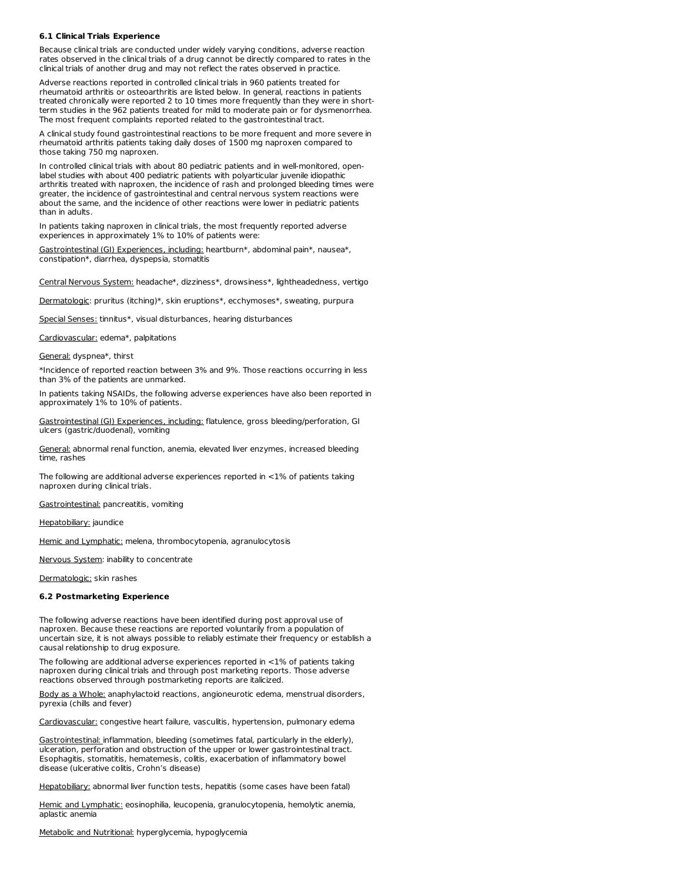### 6.1 Clinical Trials Experience

Because clinical trials are conducted under widely varying conditions, adverse reaction rates observed in the clinical trials of a drug cannot be directly compared to rates in the clinical trials of another drug and may not reflect the rates observed in practice.

Adverse reactions reported in controlled clinical trials in 960 patients treated for rheumatoid arthritis or osteoarthritis are listed below. In general, reactions in patients treated chronically were reported 2 to 10 times more frequently than they were in short-term studies in the 962 patients treated for mild to moderate pain or for dysmenorrhea. The most frequent complaints reported related to the gastrointestinal tract.

A clinical study found gastrointestinal reactions to be more frequent and more severe in rheumatoid arthritis patients taking daily doses of 1500 mg naproxen compared to those taking 750 mg naproxen.

In controlled clinical trials with about 80 pediatric patients and in well-monitored, open-label studies with about 400 pediatric patients with polyarticular juvenile idiopathic arthritis treated with naproxen, the incidence of rash and prolonged bleeding times were greater, the incidence of gastrointestinal and central nervous system reactions were about the same, and the incidence of other reactions were lower in pediatric patients than in adults.

In patients taking naproxen in clinical trials, the most frequently reported adverse experiences in approximately 1% to 10% of patients were:

Gastrointestinal (GI) Experiences, including: heartburn*, abdominal pain*, nausea*, constipation*, diarrhea, dyspepsia, stomatitis

Central Nervous System: headache*, dizziness*, drowsiness*, lightheadedness, vertigo

Dermatologic: pruritus (itching)*, skin eruptions*, ecchymoses*, sweating, purpura

Special Senses: tinnitus*, visual disturbances, hearing disturbances

Cardiovascular: edema*, palpitations

General: dyspnea*, thirst

*Incidence of reported reaction between 3% and 9%. Those reactions occurring in less than 3% of the patients are unmarked.

In patients taking NSAIDs, the following adverse experiences have also been reported in approximately 1% to 10% of patients.

Gastrointestinal (GI) Experiences, including: flatulence, gross bleeding/perforation, GI ulcers (gastric/duodenal), vomiting

General: abnormal renal function, anemia, elevated liver enzymes, increased bleeding time, rashes

The following are additional adverse experiences reported in <1% of patients taking naproxen during clinical trials.

Gastrointestinal: pancreatitis, vomiting

Hepatobiliary: jaundice

Hemic and Lymphatic: melena, thrombocytopenia, agranulocytosis

Nervous System: inability to concentrate

Dermatologic: skin rashes

### 6.2 Postmarketing Experience

The following adverse reactions have been identified during post approval use of naproxen. Because these reactions are reported voluntarily from a population of uncertain size, it is not always possible to reliably estimate their frequency or establish a causal relationship to drug exposure.

The following are additional adverse experiences reported in <1% of patients taking naproxen during clinical trials and through post marketing reports. Those adverse reactions observed through postmarketing reports are italicized.

Body as a Whole: anaphylactoid reactions, angioneurotic edema, menstrual disorders, pyrexia (chills and fever)

Cardiovascular: congestive heart failure, vasculitis, hypertension, pulmonary edema

Gastrointestinal: inflammation, bleeding (sometimes fatal, particularly in the elderly), ulceration, perforation and obstruction of the upper or lower gastrointestinal tract. Esophagitis, stomatitis, hematemesis, colitis, exacerbation of inflammatory bowel disease (ulcerative colitis, Crohn's disease)

Hepatobiliary: abnormal liver function tests, hepatitis (some cases have been fatal)

Hemic and Lymphatic: eosinophilia, leucopenia, granulocytopenia, hemolytic anemia, aplastic anemia

Metabolic and Nutritional: hyperglycemia, hypoglycemia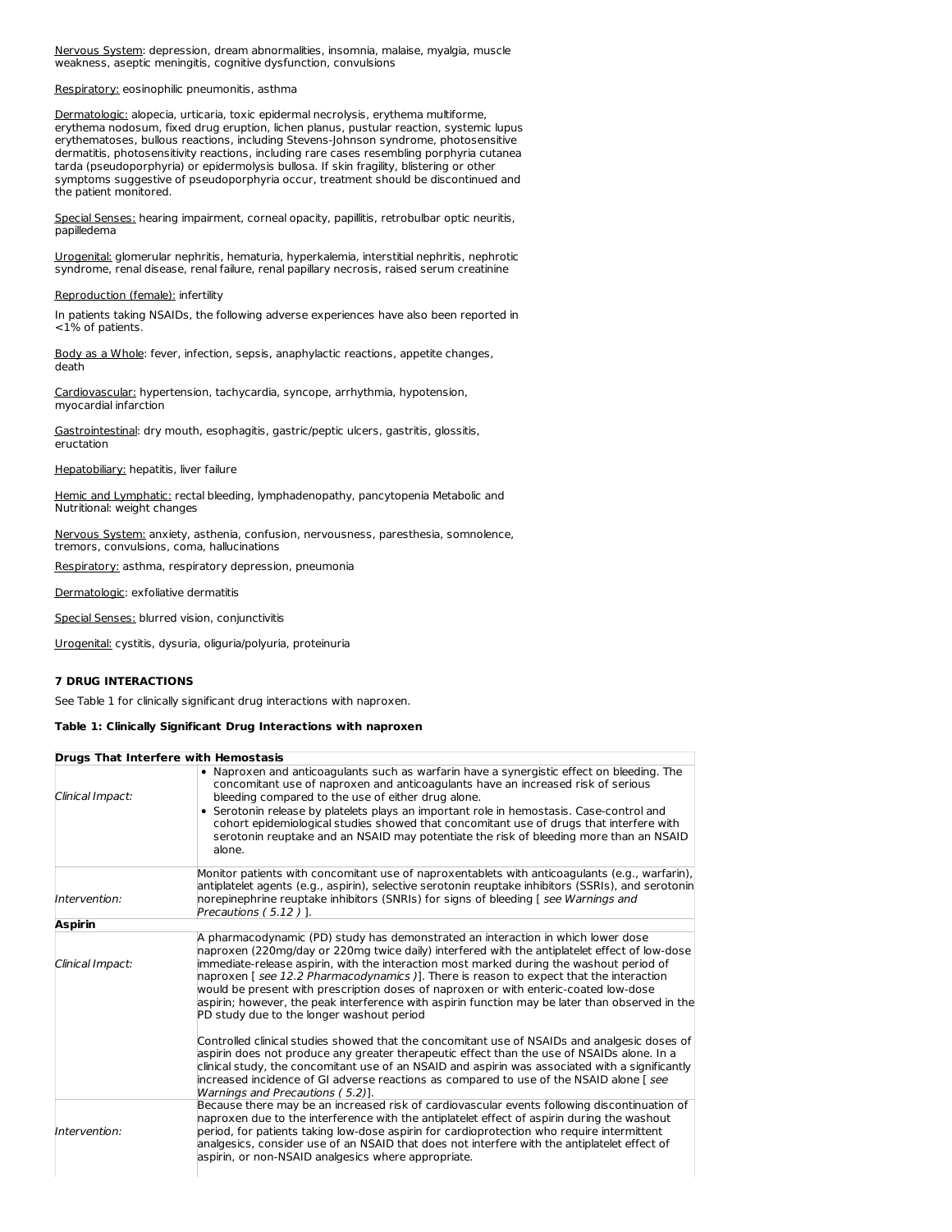Nervous System: depression, dream abnormalities, insomnia, malaise, myalgia, muscle weakness, aseptic meningitis, cognitive dysfunction, convulsions

Respiratory: eosinophilic pneumonitis, asthma

Dermatologic: alopecia, urticaria, toxic epidermal necrolysis, erythema multiforme, erythema nodosum, fixed drug eruption, lichen planus, pustular reaction, systemic lupus erythematoses, bullous reactions, including Stevens-Johnson syndrome, photosensitive dermatitis, photosensitivity reactions, including rare cases resembling porphyria cutanea tarda (pseudoporphyria) or epidermolysis bullosa. If skin fragility, blistering or other symptoms suggestive of pseudoporphyria occur, treatment should be discontinued and the patient monitored.

Special Senses: hearing impairment, corneal opacity, papillitis, retrobulbar optic neuritis, papilledema

Urogenital: glomerular nephritis, hematuria, hyperkalemia, interstitial nephritis, nephrotic syndrome, renal disease, renal failure, renal papillary necrosis, raised serum creatinine

Reproduction (female): infertility

In patients taking NSAIDs, the following adverse experiences have also been reported in <1% of patients.

Body as a Whole: fever, infection, sepsis, anaphylactic reactions, appetite changes, death

Cardiovascular: hypertension, tachycardia, syncope, arrhythmia, hypotension, myocardial infarction

Gastrointestinal: dry mouth, esophagitis, gastric/peptic ulcers, gastritis, glossitis, eructation

Hepatobiliary: hepatitis, liver failure

Hemic and Lymphatic: rectal bleeding, lymphadenopathy, pancytopenia Metabolic and Nutritional: weight changes

Nervous System: anxiety, asthenia, confusion, nervousness, paresthesia, somnolence, tremors, convulsions, coma, hallucinations

Respiratory: asthma, respiratory depression, pneumonia

Dermatologic: exfoliative dermatitis

Special Senses: blurred vision, conjunctivitis

Urogenital: cystitis, dysuria, oliguria/polyuria, proteinuria

## 7 DRUG INTERACTIONS

See Table 1 for clinically significant drug interactions with naproxen.

**Table 1: Clinically Significant Drug Interactions with naproxen**

| **Drugs That Interfere with Hemostasis** | |
|---|---|
| *Clinical Impact:* | • Naproxen and anticoagulants such as warfarin have a synergistic effect on bleeding. The concomitant use of naproxen and anticoagulants have an increased risk of serious bleeding compared to the use of either drug alone.<br>• Serotonin release by platelets plays an important role in hemostasis. Case-control and cohort epidemiological studies showed that concomitant use of drugs that interfere with serotonin reuptake and an NSAID may potentiate the risk of bleeding more than an NSAID alone. |
| *Intervention:* | Monitor patients with concomitant use of naproxentablets with anticoagulants (e.g., warfarin), antiplatelet agents (e.g., aspirin), selective serotonin reuptake inhibitors (SSRIs), and serotonin norepinephrine reuptake inhibitors (SNRIs) for signs of bleeding [ *see Warnings and Precautions ( 5.12 )* ]. |
| **Aspirin** | |
| *Clinical Impact:* | A pharmacodynamic (PD) study has demonstrated an interaction in which lower dose naproxen (220mg/day or 220mg twice daily) interfered with the antiplatelet effect of low-dose immediate-release aspirin, with the interaction most marked during the washout period of naproxen [ *see 12.2 Pharmacodynamics )*]. There is reason to expect that the interaction would be present with prescription doses of naproxen or with enteric-coated low-dose aspirin; however, the peak interference with aspirin function may be later than observed in the PD study due to the longer washout period<br><br>Controlled clinical studies showed that the concomitant use of NSAIDs and analgesic doses of aspirin does not produce any greater therapeutic effect than the use of NSAIDs alone. In a clinical study, the concomitant use of an NSAID and aspirin was associated with a significantly increased incidence of GI adverse reactions as compared to use of the NSAID alone [ *see Warnings and Precautions ( 5.2)*]. |
| *Intervention:* | Because there may be an increased risk of cardiovascular events following discontinuation of naproxen due to the interference with the antiplatelet effect of aspirin during the washout period, for patients taking low-dose aspirin for cardioprotection who require intermittent analgesics, consider use of an NSAID that does not interfere with the antiplatelet effect of aspirin, or non-NSAID analgesics where appropriate. |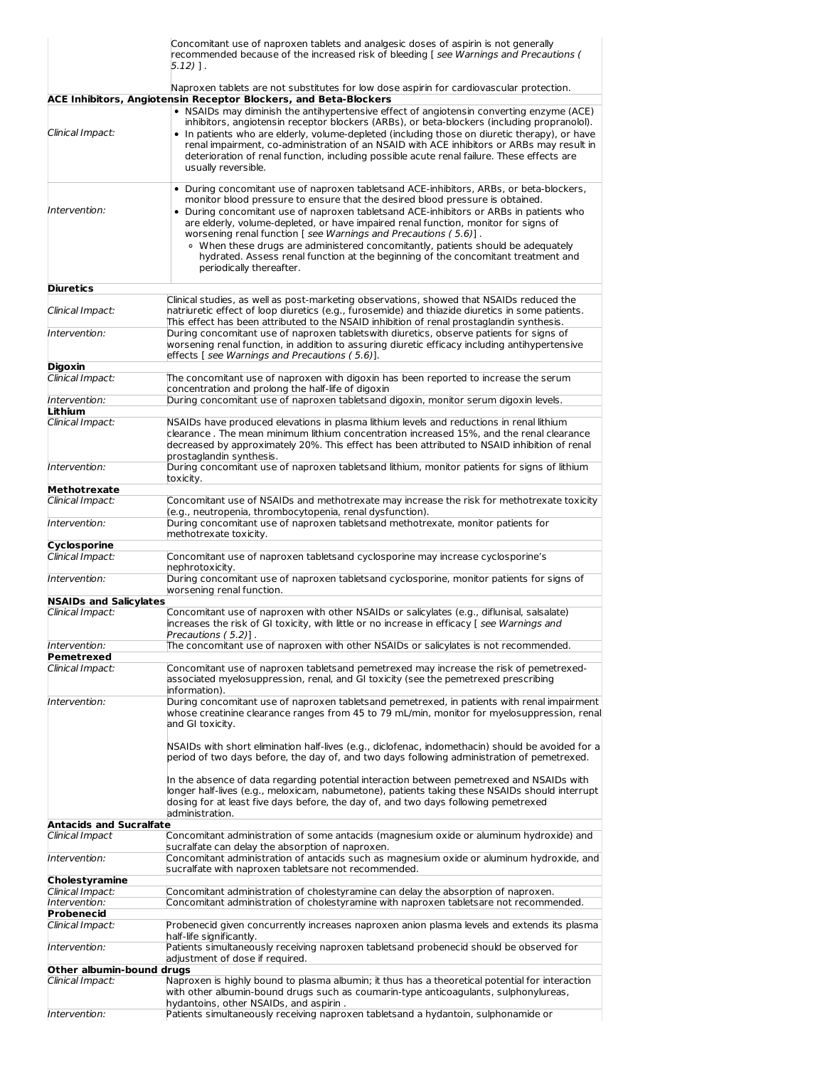| | |
|---|---|
| | Concomitant use of naproxen tablets and analgesic doses of aspirin is not generally recommended because of the increased risk of bleeding [ *see Warnings and Precautions ( 5.12)* ] .<br><br>Naproxen tablets are not substitutes for low dose aspirin for cardiovascular protection. |
| **ACE Inhibitors, Angiotensin Receptor Blockers, and Beta-Blockers** | |
| *Clinical Impact:* | • NSAIDs may diminish the antihypertensive effect of angiotensin converting enzyme (ACE) inhibitors, angiotensin receptor blockers (ARBs), or beta-blockers (including propranolol).<br>• In patients who are elderly, volume-depleted (including those on diuretic therapy), or have renal impairment, co-administration of an NSAID with ACE inhibitors or ARBs may result in deterioration of renal function, including possible acute renal failure. These effects are usually reversible. |
| *Intervention:* | • During concomitant use of naproxen tabletsand ACE-inhibitors, ARBs, or beta-blockers, monitor blood pressure to ensure that the desired blood pressure is obtained.<br>• During concomitant use of naproxen tabletsand ACE-inhibitors or ARBs in patients who are elderly, volume-depleted, or have impaired renal function, monitor for signs of worsening renal function [ *see Warnings and Precautions ( 5.6)* ] .<br>  ◦ When these drugs are administered concomitantly, patients should be adequately hydrated. Assess renal function at the beginning of the concomitant treatment and periodically thereafter. |
| **Diuretics** | |
| *Clinical Impact:* | Clinical studies, as well as post-marketing observations, showed that NSAIDs reduced the natriuretic effect of loop diuretics (e.g., furosemide) and thiazide diuretics in some patients. This effect has been attributed to the NSAID inhibition of renal prostaglandin synthesis. |
| *Intervention:* | During concomitant use of naproxen tabletswith diuretics, observe patients for signs of worsening renal function, in addition to assuring diuretic efficacy including antihypertensive effects [ *see Warnings and Precautions ( 5.6)*]. |
| **Digoxin** | |
| *Clinical Impact:* | The concomitant use of naproxen with digoxin has been reported to increase the serum concentration and prolong the half-life of digoxin |
| *Intervention:* | During concomitant use of naproxen tabletsand digoxin, monitor serum digoxin levels. |
| **Lithium** | |
| *Clinical Impact:* | NSAIDs have produced elevations in plasma lithium levels and reductions in renal lithium clearance . The mean minimum lithium concentration increased 15%, and the renal clearance decreased by approximately 20%. This effect has been attributed to NSAID inhibition of renal prostaglandin synthesis. |
| *Intervention:* | During concomitant use of naproxen tabletsand lithium, monitor patients for signs of lithium toxicity. |
| **Methotrexate** | |
| *Clinical Impact:* | Concomitant use of NSAIDs and methotrexate may increase the risk for methotrexate toxicity (e.g., neutropenia, thrombocytopenia, renal dysfunction). |
| *Intervention:* | During concomitant use of naproxen tabletsand methotrexate, monitor patients for methotrexate toxicity. |
| **Cyclosporine** | |
| *Clinical Impact:* | Concomitant use of naproxen tabletsand cyclosporine may increase cyclosporine's nephrotoxicity. |
| *Intervention:* | During concomitant use of naproxen tabletsand cyclosporine, monitor patients for signs of worsening renal function. |
| **NSAIDs and Salicylates** | |
| *Clinical Impact:* | Concomitant use of naproxen with other NSAIDs or salicylates (e.g., diflunisal, salsalate) increases the risk of GI toxicity, with little or no increase in efficacy [ *see Warnings and Precautions ( 5.2)*] . |
| *Intervention:* | The concomitant use of naproxen with other NSAIDs or salicylates is not recommended. |
| **Pemetrexed** | |
| *Clinical Impact:* | Concomitant use of naproxen tabletsand pemetrexed may increase the risk of pemetrexed-associated myelosuppression, renal, and GI toxicity (see the pemetrexed prescribing information). |
| *Intervention:* | During concomitant use of naproxen tabletsand pemetrexed, in patients with renal impairment whose creatinine clearance ranges from 45 to 79 mL/min, monitor for myelosuppression, renal and GI toxicity.<br><br>NSAIDs with short elimination half-lives (e.g., diclofenac, indomethacin) should be avoided for a period of two days before, the day of, and two days following administration of pemetrexed.<br><br>In the absence of data regarding potential interaction between pemetrexed and NSAIDs with longer half-lives (e.g., meloxicam, nabumetone), patients taking these NSAIDs should interrupt dosing for at least five days before, the day of, and two days following pemetrexed administration. |
| **Antacids and Sucralfate** | |
| *Clinical Impact* | Concomitant administration of some antacids (magnesium oxide or aluminum hydroxide) and sucralfate can delay the absorption of naproxen. |
| *Intervention:* | Concomitant administration of antacids such as magnesium oxide or aluminum hydroxide, and sucralfate with naproxen tabletsare not recommended. |
| **Cholestyramine** | |
| *Clinical Impact:* | Concomitant administration of cholestyramine can delay the absorption of naproxen. |
| *Intervention:* | Concomitant administration of cholestyramine with naproxen tabletsare not recommended. |
| **Probenecid** | |
| *Clinical Impact:* | Probenecid given concurrently increases naproxen anion plasma levels and extends its plasma half-life significantly. |
| *Intervention:* | Patients simultaneously receiving naproxen tabletsand probenecid should be observed for adjustment of dose if required. |
| **Other albumin-bound drugs** | |
| *Clinical Impact:* | Naproxen is highly bound to plasma albumin; it thus has a theoretical potential for interaction with other albumin-bound drugs such as coumarin-type anticoagulants, sulphonylureas, hydantoins, other NSAIDs, and aspirin . |
| *Intervention:* | Patients simultaneously receiving naproxen tabletsand a hydantoin, sulphonamide or |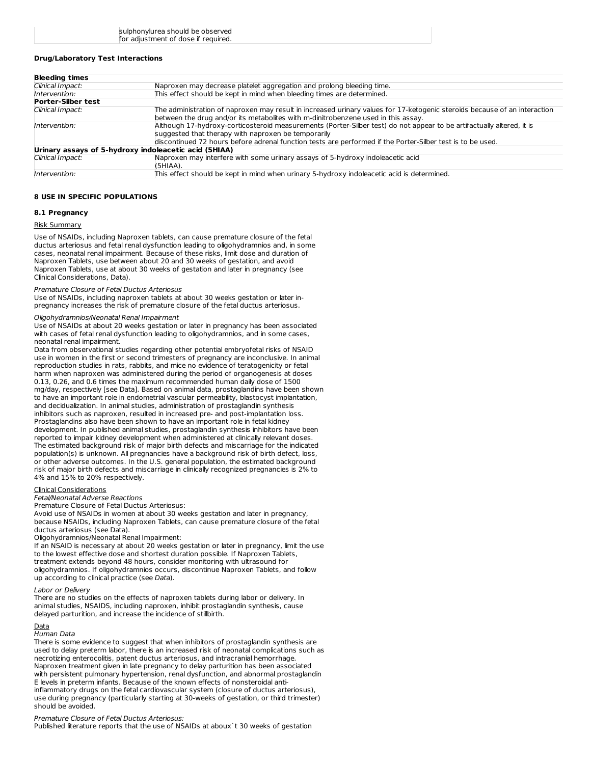| | sulphonylurea should be observed for adjustment of dose if required. |
|---|---|

**Drug/Laboratory Test Interactions**

| **Bleeding times** | |
|---|---|
| *Clinical Impact:* | Naproxen may decrease platelet aggregation and prolong bleeding time. |
| *Intervention:* | This effect should be kept in mind when bleeding times are determined. |
| **Porter-Silber test** | |
| *Clinical Impact:* | The administration of naproxen may result in increased urinary values for 17-ketogenic steroids because of an interaction between the drug and/or its metabolites with m-dinitrobenzene used in this assay. |
| *Intervention:* | Although 17-hydroxy-corticosteroid measurements (Porter-Silber test) do not appear to be artifactually altered, it is suggested that therapy with naproxen be temporarily discontinued 72 hours before adrenal function tests are performed if the Porter-Silber test is to be used. |
| **Urinary assays of 5-hydroxy indoleacetic acid (5HIAA)** | |
| *Clinical Impact:* | Naproxen may interfere with some urinary assays of 5-hydroxy indoleacetic acid (5HIAA). |
| *Intervention:* | This effect should be kept in mind when urinary 5-hydroxy indoleacetic acid is determined. |

## 8 USE IN SPECIFIC POPULATIONS

### 8.1 Pregnancy

Risk Summary

Use of NSAIDs, including Naproxen tablets, can cause premature closure of the fetal ductus arteriosus and fetal renal dysfunction leading to oligohydramnios and, in some cases, neonatal renal impairment. Because of these risks, limit dose and duration of Naproxen Tablets, use between about 20 and 30 weeks of gestation, and avoid Naproxen Tablets, use at about 30 weeks of gestation and later in pregnancy (see Clinical Considerations, Data).

*Premature Closure of Fetal Ductus Arteriosus*
Use of NSAIDs, including naproxen tablets at about 30 weeks gestation or later in-pregnancy increases the risk of premature closure of the fetal ductus arteriosus.

*Oligohydramnios/Neonatal Renal Impairment*
Use of NSAIDs at about 20 weeks gestation or later in pregnancy has been associated with cases of fetal renal dysfunction leading to oligohydramnios, and in some cases, neonatal renal impairment.
Data from observational studies regarding other potential embryofetal risks of NSAID use in women in the first or second trimesters of pregnancy are inconclusive. In animal reproduction studies in rats, rabbits, and mice no evidence of teratogenicity or fetal harm when naproxen was administered during the period of organogenesis at doses 0.13, 0.26, and 0.6 times the maximum recommended human daily dose of 1500 mg/day, respectively [see Data]. Based on animal data, prostaglandins have been shown to have an important role in endometrial vascular permeability, blastocyst implantation, and decidualization. In animal studies, administration of prostaglandin synthesis inhibitors such as naproxen, resulted in increased pre- and post-implantation loss. Prostaglandins also have been shown to have an important role in fetal kidney development. In published animal studies, prostaglandin synthesis inhibitors have been reported to impair kidney development when administered at clinically relevant doses. The estimated background risk of major birth defects and miscarriage for the indicated population(s) is unknown. All pregnancies have a background risk of birth defect, loss, or other adverse outcomes. In the U.S. general population, the estimated background risk of major birth defects and miscarriage in clinically recognized pregnancies is 2% to 4% and 15% to 20% respectively.

Clinical Considerations
*Fetal/Neonatal Adverse Reactions*
Premature Closure of Fetal Ductus Arteriosus:
Avoid use of NSAIDs in women at about 30 weeks gestation and later in pregnancy, because NSAIDs, including Naproxen Tablets, can cause premature closure of the fetal ductus arteriosus (see Data).
Oligohydramnios/Neonatal Renal Impairment:
If an NSAID is necessary at about 20 weeks gestation or later in pregnancy, limit the use to the lowest effective dose and shortest duration possible. If Naproxen Tablets, treatment extends beyond 48 hours, consider monitoring with ultrasound for oligohydramnios. If oligohydramnios occurs, discontinue Naproxen Tablets, and follow up according to clinical practice (see *Data*).

*Labor or Delivery*
There are no studies on the effects of naproxen tablets during labor or delivery. In animal studies, NSAIDS, including naproxen, inhibit prostaglandin synthesis, cause delayed parturition, and increase the incidence of stillbirth.

Data
*Human Data*
There is some evidence to suggest that when inhibitors of prostaglandin synthesis are used to delay preterm labor, there is an increased risk of neonatal complications such as necrotizing enterocolitis, patent ductus arteriosus, and intracranial hemorrhage. Naproxen treatment given in late pregnancy to delay parturition has been associated with persistent pulmonary hypertension, renal dysfunction, and abnormal prostaglandin E levels in preterm infants. Because of the known effects of nonsteroidal anti-inflammatory drugs on the fetal cardiovascular system (closure of ductus arteriosus), use during pregnancy (particularly starting at 30-weeks of gestation, or third trimester) should be avoided.

*Premature Closure of Fetal Ductus Arteriosus:*
Published literature reports that the use of NSAIDs at aboux`t 30 weeks of gestation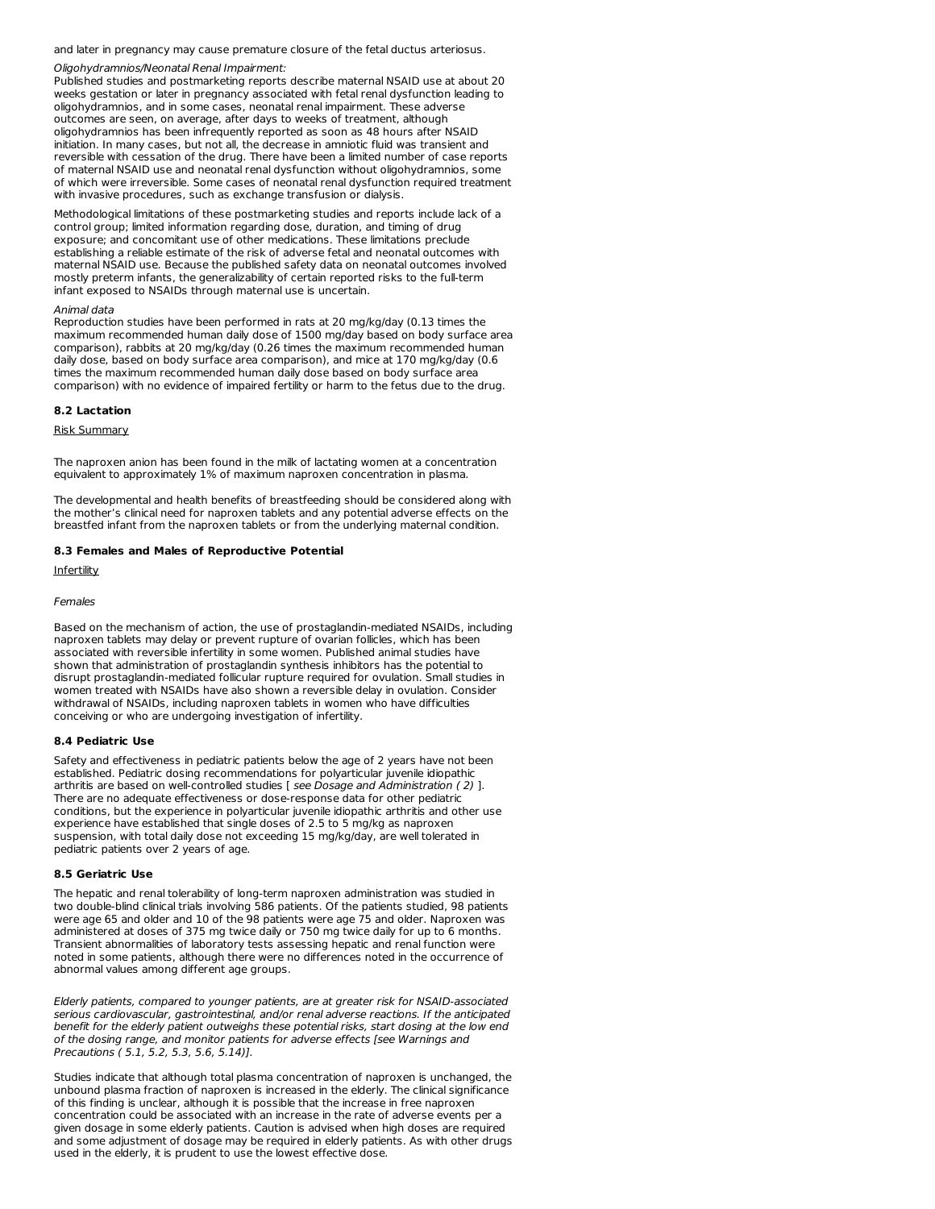and later in pregnancy may cause premature closure of the fetal ductus arteriosus.

*Oligohydramnios/Neonatal Renal Impairment:*

Published studies and postmarketing reports describe maternal NSAID use at about 20 weeks gestation or later in pregnancy associated with fetal renal dysfunction leading to oligohydramnios, and in some cases, neonatal renal impairment. These adverse outcomes are seen, on average, after days to weeks of treatment, although oligohydramnios has been infrequently reported as soon as 48 hours after NSAID initiation. In many cases, but not all, the decrease in amniotic fluid was transient and reversible with cessation of the drug. There have been a limited number of case reports of maternal NSAID use and neonatal renal dysfunction without oligohydramnios, some of which were irreversible. Some cases of neonatal renal dysfunction required treatment with invasive procedures, such as exchange transfusion or dialysis.

Methodological limitations of these postmarketing studies and reports include lack of a control group; limited information regarding dose, duration, and timing of drug exposure; and concomitant use of other medications. These limitations preclude establishing a reliable estimate of the risk of adverse fetal and neonatal outcomes with maternal NSAID use. Because the published safety data on neonatal outcomes involved mostly preterm infants, the generalizability of certain reported risks to the full-term infant exposed to NSAIDs through maternal use is uncertain.

*Animal data*

Reproduction studies have been performed in rats at 20 mg/kg/day (0.13 times the maximum recommended human daily dose of 1500 mg/day based on body surface area comparison), rabbits at 20 mg/kg/day (0.26 times the maximum recommended human daily dose, based on body surface area comparison), and mice at 170 mg/kg/day (0.6 times the maximum recommended human daily dose based on body surface area comparison) with no evidence of impaired fertility or harm to the fetus due to the drug.

### 8.2 Lactation

Risk Summary

The naproxen anion has been found in the milk of lactating women at a concentration equivalent to approximately 1% of maximum naproxen concentration in plasma.

The developmental and health benefits of breastfeeding should be considered along with the mother's clinical need for naproxen tablets and any potential adverse effects on the breastfed infant from the naproxen tablets or from the underlying maternal condition.

### 8.3 Females and Males of Reproductive Potential

Infertility

*Females*

Based on the mechanism of action, the use of prostaglandin-mediated NSAIDs, including naproxen tablets may delay or prevent rupture of ovarian follicles, which has been associated with reversible infertility in some women. Published animal studies have shown that administration of prostaglandin synthesis inhibitors has the potential to disrupt prostaglandin-mediated follicular rupture required for ovulation. Small studies in women treated with NSAIDs have also shown a reversible delay in ovulation. Consider withdrawal of NSAIDs, including naproxen tablets in women who have difficulties conceiving or who are undergoing investigation of infertility.

### 8.4 Pediatric Use

Safety and effectiveness in pediatric patients below the age of 2 years have not been established. Pediatric dosing recommendations for polyarticular juvenile idiopathic arthritis are based on well-controlled studies [ *see Dosage and Administration ( 2)* ]. There are no adequate effectiveness or dose-response data for other pediatric conditions, but the experience in polyarticular juvenile idiopathic arthritis and other use experience have established that single doses of 2.5 to 5 mg/kg as naproxen suspension, with total daily dose not exceeding 15 mg/kg/day, are well tolerated in pediatric patients over 2 years of age.

### 8.5 Geriatric Use

The hepatic and renal tolerability of long-term naproxen administration was studied in two double-blind clinical trials involving 586 patients. Of the patients studied, 98 patients were age 65 and older and 10 of the 98 patients were age 75 and older. Naproxen was administered at doses of 375 mg twice daily or 750 mg twice daily for up to 6 months. Transient abnormalities of laboratory tests assessing hepatic and renal function were noted in some patients, although there were no differences noted in the occurrence of abnormal values among different age groups.

*Elderly patients, compared to younger patients, are at greater risk for NSAID-associated serious cardiovascular, gastrointestinal, and/or renal adverse reactions. If the anticipated benefit for the elderly patient outweighs these potential risks, start dosing at the low end of the dosing range, and monitor patients for adverse effects [see Warnings and Precautions ( 5.1, 5.2, 5.3, 5.6, 5.14)].*

Studies indicate that although total plasma concentration of naproxen is unchanged, the unbound plasma fraction of naproxen is increased in the elderly. The clinical significance of this finding is unclear, although it is possible that the increase in free naproxen concentration could be associated with an increase in the rate of adverse events per a given dosage in some elderly patients. Caution is advised when high doses are required and some adjustment of dosage may be required in elderly patients. As with other drugs used in the elderly, it is prudent to use the lowest effective dose.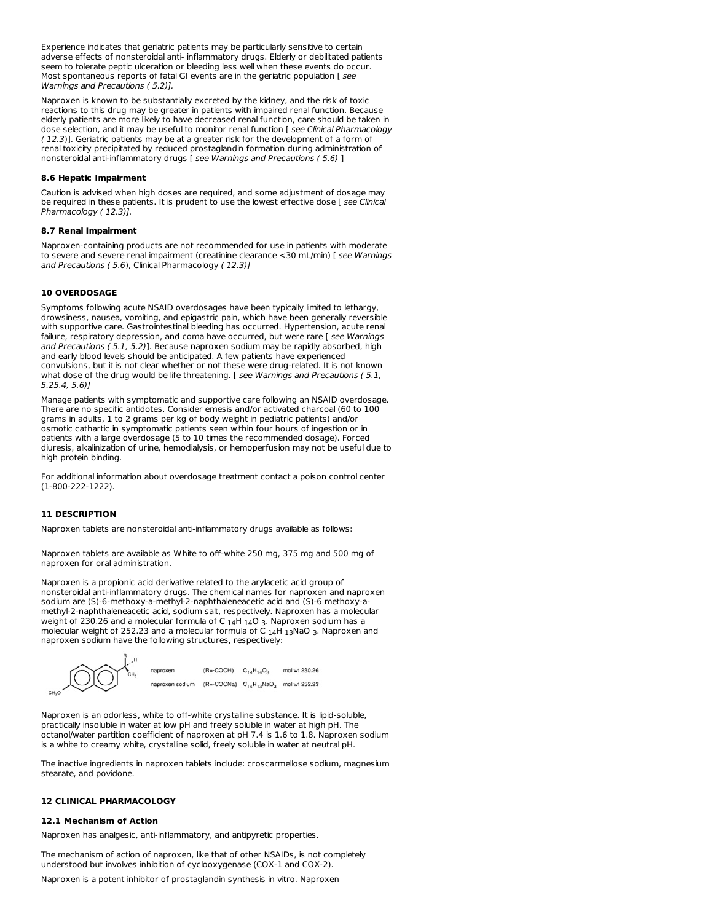Experience indicates that geriatric patients may be particularly sensitive to certain adverse effects of nonsteroidal anti- inflammatory drugs. Elderly or debilitated patients seem to tolerate peptic ulceration or bleeding less well when these events do occur. Most spontaneous reports of fatal GI events are in the geriatric population [ *see Warnings and Precautions ( 5.2)]*.

Naproxen is known to be substantially excreted by the kidney, and the risk of toxic reactions to this drug may be greater in patients with impaired renal function. Because elderly patients are more likely to have decreased renal function, care should be taken in dose selection, and it may be useful to monitor renal function [ *see Clinical Pharmacology ( 12.3)*]. Geriatric patients may be at a greater risk for the development of a form of renal toxicity precipitated by reduced prostaglandin formation during administration of nonsteroidal anti-inflammatory drugs [ *see Warnings and Precautions ( 5.6)* ]

### 8.6 Hepatic Impairment

Caution is advised when high doses are required, and some adjustment of dosage may be required in these patients. It is prudent to use the lowest effective dose [ *see Clinical Pharmacology ( 12.3)]*.

### 8.7 Renal Impairment

Naproxen-containing products are not recommended for use in patients with moderate to severe and severe renal impairment (creatinine clearance <30 mL/min) [ *see Warnings and Precautions ( 5.6*), Clinical Pharmacology *( 12.3)]*

## 10 OVERDOSAGE

Symptoms following acute NSAID overdosages have been typically limited to lethargy, drowsiness, nausea, vomiting, and epigastric pain, which have been generally reversible with supportive care. Gastrointestinal bleeding has occurred. Hypertension, acute renal failure, respiratory depression, and coma have occurred, but were rare [ *see Warnings and Precautions ( 5.1, 5.2)*]. Because naproxen sodium may be rapidly absorbed, high and early blood levels should be anticipated. A few patients have experienced convulsions, but it is not clear whether or not these were drug-related. It is not known what dose of the drug would be life threatening. [ *see Warnings and Precautions ( 5.1, 5.25.4, 5.6)]*

Manage patients with symptomatic and supportive care following an NSAID overdosage. There are no specific antidotes. Consider emesis and/or activated charcoal (60 to 100 grams in adults, 1 to 2 grams per kg of body weight in pediatric patients) and/or osmotic cathartic in symptomatic patients seen within four hours of ingestion or in patients with a large overdosage (5 to 10 times the recommended dosage). Forced diuresis, alkalinization of urine, hemodialysis, or hemoperfusion may not be useful due to high protein binding.

For additional information about overdosage treatment contact a poison control center (1-800-222-1222).

## 11 DESCRIPTION

Naproxen tablets are nonsteroidal anti-inflammatory drugs available as follows:

Naproxen tablets are available as White to off-white 250 mg, 375 mg and 500 mg of naproxen for oral administration.

Naproxen is a propionic acid derivative related to the arylacetic acid group of nonsteroidal anti-inflammatory drugs. The chemical names for naproxen and naproxen sodium are (S)-6-methoxy-a-methyl-2-naphthaleneacetic acid and (S)-6 methoxy-a-methyl-2-naphthaleneacetic acid, sodium salt, respectively. Naproxen has a molecular weight of 230.26 and a molecular formula of $C_{14}H_{14}O_3$. Naproxen sodium has a molecular weight of 252.23 and a molecular formula of $C_{14}H_{13}NaO_3$. Naproxen and naproxen sodium have the following structures, respectively:

| | | | |
|---|---|---|---|
| naproxen | (R=-COOH) | $C_{14}H_{14}O_3$ | mol wt 230.26 |
| naproxen sodium | (R=-COONa) | $C_{14}H_{13}NaO_3$ | mol wt 252.23 |

Naproxen is an odorless, white to off-white crystalline substance. It is lipid-soluble, practically insoluble in water at low pH and freely soluble in water at high pH. The octanol/water partition coefficient of naproxen at pH 7.4 is 1.6 to 1.8. Naproxen sodium is a white to creamy white, crystalline solid, freely soluble in water at neutral pH.

The inactive ingredients in naproxen tablets include: croscarmellose sodium, magnesium stearate, and povidone.

## 12 CLINICAL PHARMACOLOGY

### 12.1 Mechanism of Action

Naproxen has analgesic, anti-inflammatory, and antipyretic properties.

The mechanism of action of naproxen, like that of other NSAIDs, is not completely understood but involves inhibition of cyclooxygenase (COX-1 and COX-2).

Naproxen is a potent inhibitor of prostaglandin synthesis in vitro. Naproxen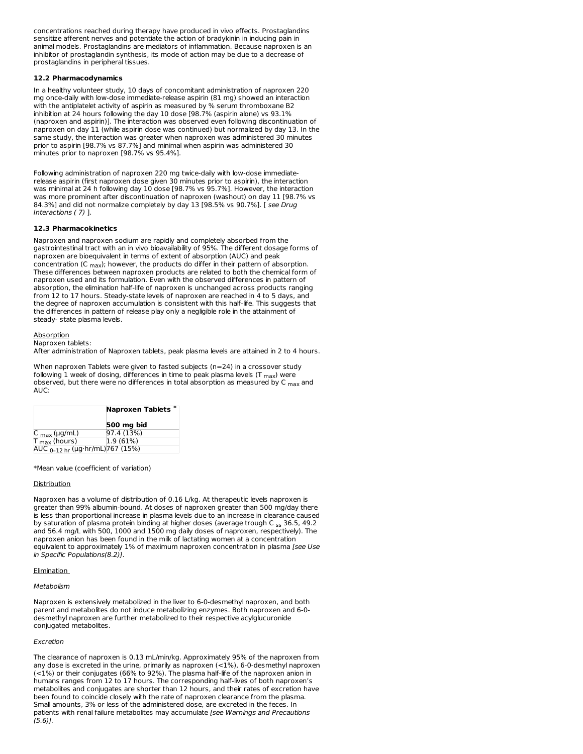concentrations reached during therapy have produced in vivo effects. Prostaglandins sensitize afferent nerves and potentiate the action of bradykinin in inducing pain in animal models. Prostaglandins are mediators of inflammation. Because naproxen is an inhibitor of prostaglandin synthesis, its mode of action may be due to a decrease of prostaglandins in peripheral tissues.

### 12.2 Pharmacodynamics

In a healthy volunteer study, 10 days of concomitant administration of naproxen 220 mg once-daily with low-dose immediate-release aspirin (81 mg) showed an interaction with the antiplatelet activity of aspirin as measured by % serum thromboxane B2 inhibition at 24 hours following the day 10 dose [98.7% (aspirin alone) vs 93.1% (naproxen and aspirin)]. The interaction was observed even following discontinuation of naproxen on day 11 (while aspirin dose was continued) but normalized by day 13. In the same study, the interaction was greater when naproxen was administered 30 minutes prior to aspirin [98.7% vs 87.7%] and minimal when aspirin was administered 30 minutes prior to naproxen [98.7% vs 95.4%].

Following administration of naproxen 220 mg twice-daily with low-dose immediate-release aspirin (first naproxen dose given 30 minutes prior to aspirin), the interaction was minimal at 24 h following day 10 dose [98.7% vs 95.7%]. However, the interaction was more prominent after discontinuation of naproxen (washout) on day 11 [98.7% vs 84.3%] and did not normalize completely by day 13 [98.5% vs 90.7%]. [ *see Drug Interactions ( 7)* ].

### 12.3 Pharmacokinetics

Naproxen and naproxen sodium are rapidly and completely absorbed from the gastrointestinal tract with an in vivo bioavailability of 95%. The different dosage forms of naproxen are bioequivalent in terms of extent of absorption (AUC) and peak concentration ($C_{max}$); however, the products do differ in their pattern of absorption. These differences between naproxen products are related to both the chemical form of naproxen used and its formulation. Even with the observed differences in pattern of absorption, the elimination half-life of naproxen is unchanged across products ranging from 12 to 17 hours. Steady-state levels of naproxen are reached in 4 to 5 days, and the degree of naproxen accumulation is consistent with this half-life. This suggests that the differences in pattern of release play only a negligible role in the attainment of steady- state plasma levels.

Absorption

Naproxen tablets:

After administration of Naproxen tablets, peak plasma levels are attained in 2 to 4 hours.

When naproxen Tablets were given to fasted subjects (n=24) in a crossover study following 1 week of dosing, differences in time to peak plasma levels ($T_{max}$) were observed, but there were no differences in total absorption as measured by $C_{max}$ and AUC:

| | **Naproxen Tablets** * **500 mg bid** |
|---|---|
| $C_{max}$ (µg/mL) | 97.4 (13%) |
| $T_{max}$ (hours) | 1.9 (61%) |
| $AUC_{0–12\ hr}$ (µg·hr/mL) | 767 (15%) |

*Mean value (coefficient of variation)

Distribution

Naproxen has a volume of distribution of 0.16 L/kg. At therapeutic levels naproxen is greater than 99% albumin-bound. At doses of naproxen greater than 500 mg/day there is less than proportional increase in plasma levels due to an increase in clearance caused by saturation of plasma protein binding at higher doses (average trough $C_{ss}$ 36.5, 49.2 and 56.4 mg/L with 500, 1000 and 1500 mg daily doses of naproxen, respectively). The naproxen anion has been found in the milk of lactating women at a concentration equivalent to approximately 1% of maximum naproxen concentration in plasma *[see Use in Specific Populations(8.2)]*.

Elimination

*Metabolism*

Naproxen is extensively metabolized in the liver to 6-0-desmethyl naproxen, and both parent and metabolites do not induce metabolizing enzymes. Both naproxen and 6-0-desmethyl naproxen are further metabolized to their respective acylglucuronide conjugated metabolites.

*Excretion*

The clearance of naproxen is 0.13 mL/min/kg. Approximately 95% of the naproxen from any dose is excreted in the urine, primarily as naproxen (<1%), 6-0-desmethyl naproxen (<1%) or their conjugates (66% to 92%). The plasma half-life of the naproxen anion in humans ranges from 12 to 17 hours. The corresponding half-lives of both naproxen's metabolites and conjugates are shorter than 12 hours, and their rates of excretion have been found to coincide closely with the rate of naproxen clearance from the plasma. Small amounts, 3% or less of the administered dose, are excreted in the feces. In patients with renal failure metabolites may accumulate *[see Warnings and Precautions (5.6)]*.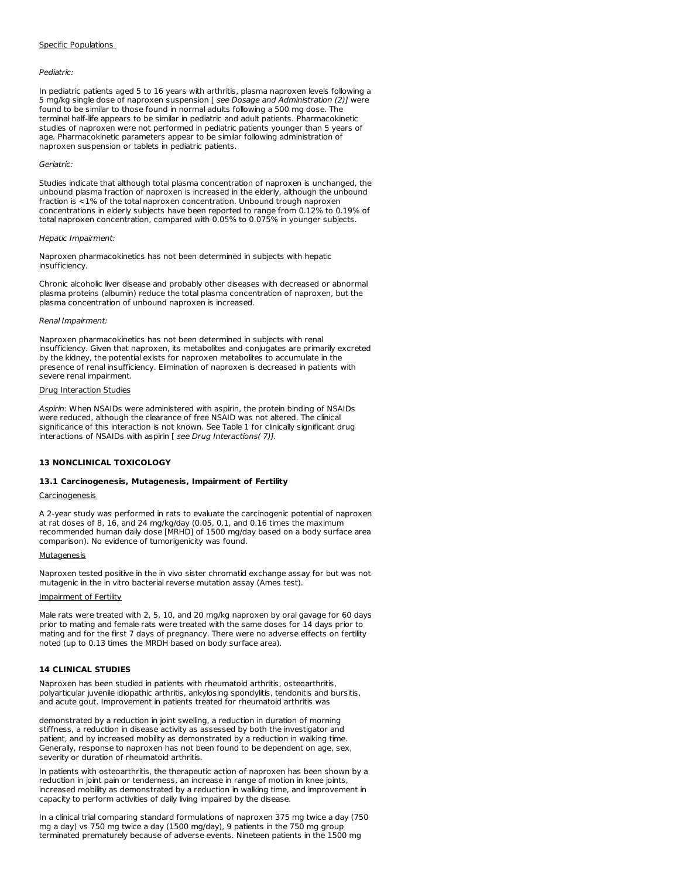Specific Populations

*Pediatric:*

In pediatric patients aged 5 to 16 years with arthritis, plasma naproxen levels following a 5 mg/kg single dose of naproxen suspension [ *see Dosage and Administration (2)]* were found to be similar to those found in normal adults following a 500 mg dose. The terminal half-life appears to be similar in pediatric and adult patients. Pharmacokinetic studies of naproxen were not performed in pediatric patients younger than 5 years of age. Pharmacokinetic parameters appear to be similar following administration of naproxen suspension or tablets in pediatric patients.

*Geriatric:*

Studies indicate that although total plasma concentration of naproxen is unchanged, the unbound plasma fraction of naproxen is increased in the elderly, although the unbound fraction is <1% of the total naproxen concentration. Unbound trough naproxen concentrations in elderly subjects have been reported to range from 0.12% to 0.19% of total naproxen concentration, compared with 0.05% to 0.075% in younger subjects.

*Hepatic Impairment:*

Naproxen pharmacokinetics has not been determined in subjects with hepatic insufficiency.

Chronic alcoholic liver disease and probably other diseases with decreased or abnormal plasma proteins (albumin) reduce the total plasma concentration of naproxen, but the plasma concentration of unbound naproxen is increased.

*Renal Impairment:*

Naproxen pharmacokinetics has not been determined in subjects with renal insufficiency. Given that naproxen, its metabolites and conjugates are primarily excreted by the kidney, the potential exists for naproxen metabolites to accumulate in the presence of renal insufficiency. Elimination of naproxen is decreased in patients with severe renal impairment.

Drug Interaction Studies

*Aspirin*: When NSAIDs were administered with aspirin, the protein binding of NSAIDs were reduced, although the clearance of free NSAID was not altered. The clinical significance of this interaction is not known. See Table 1 for clinically significant drug interactions of NSAIDs with aspirin [ *see Drug Interactions( 7)]*.

## 13 NONCLINICAL TOXICOLOGY

### 13.1 Carcinogenesis, Mutagenesis, Impairment of Fertility

Carcinogenesis

A 2-year study was performed in rats to evaluate the carcinogenic potential of naproxen at rat doses of 8, 16, and 24 mg/kg/day (0.05, 0.1, and 0.16 times the maximum recommended human daily dose [MRHD] of 1500 mg/day based on a body surface area comparison). No evidence of tumorigenicity was found.

Mutagenesis

Naproxen tested positive in the in vivo sister chromatid exchange assay for but was not mutagenic in the in vitro bacterial reverse mutation assay (Ames test).

Impairment of Fertility

Male rats were treated with 2, 5, 10, and 20 mg/kg naproxen by oral gavage for 60 days prior to mating and female rats were treated with the same doses for 14 days prior to mating and for the first 7 days of pregnancy. There were no adverse effects on fertility noted (up to 0.13 times the MRDH based on body surface area).

## 14 CLINICAL STUDIES

Naproxen has been studied in patients with rheumatoid arthritis, osteoarthritis, polyarticular juvenile idiopathic arthritis, ankylosing spondylitis, tendonitis and bursitis, and acute gout. Improvement in patients treated for rheumatoid arthritis was demonstrated by a reduction in joint swelling, a reduction in duration of morning stiffness, a reduction in disease activity as assessed by both the investigator and patient, and by increased mobility as demonstrated by a reduction in walking time. Generally, response to naproxen has not been found to be dependent on age, sex, severity or duration of rheumatoid arthritis.

In patients with osteoarthritis, the therapeutic action of naproxen has been shown by a reduction in joint pain or tenderness, an increase in range of motion in knee joints, increased mobility as demonstrated by a reduction in walking time, and improvement in capacity to perform activities of daily living impaired by the disease.

In a clinical trial comparing standard formulations of naproxen 375 mg twice a day (750 mg a day) vs 750 mg twice a day (1500 mg/day), 9 patients in the 750 mg group terminated prematurely because of adverse events. Nineteen patients in the 1500 mg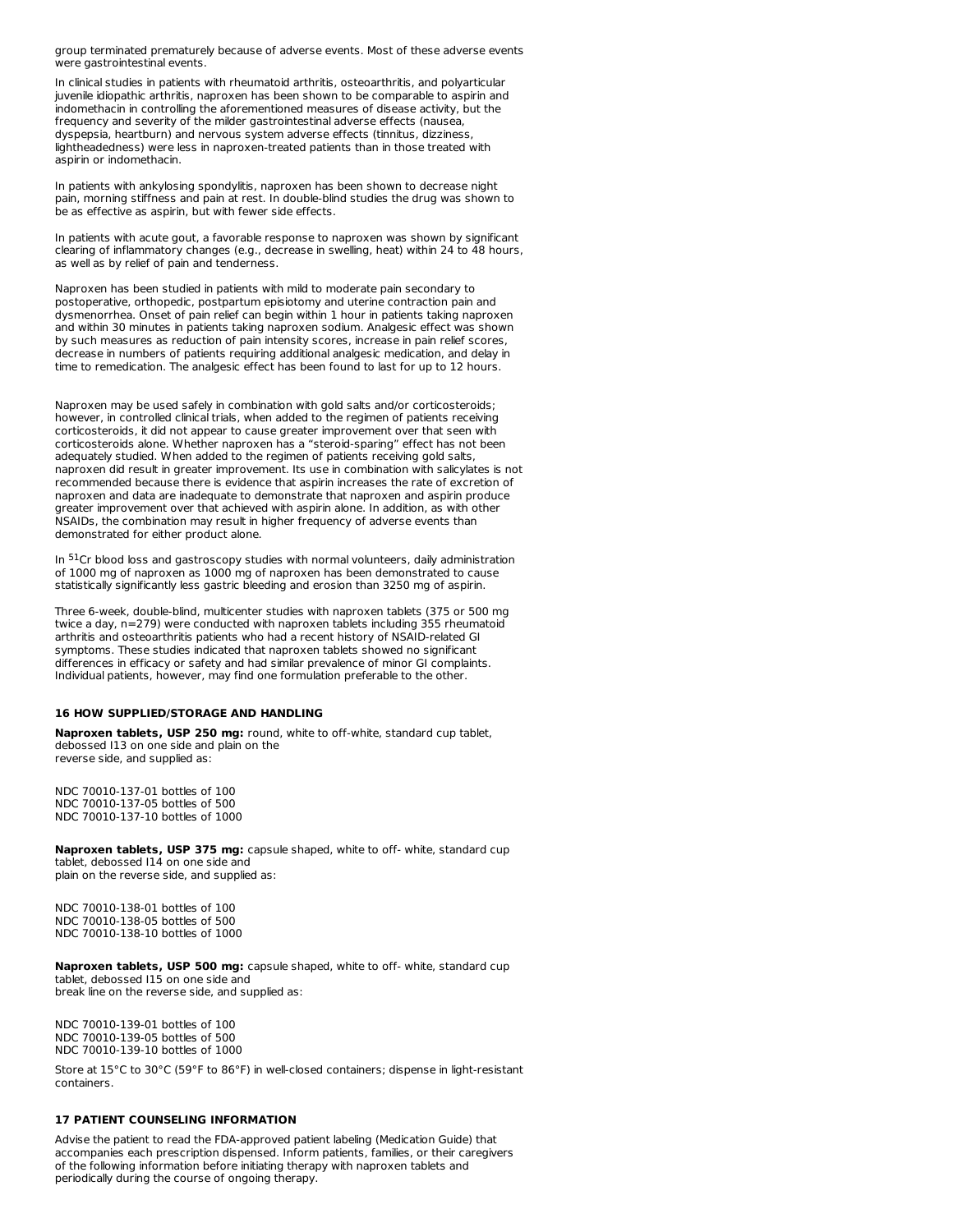group terminated prematurely because of adverse events. Most of these adverse events were gastrointestinal events.

In clinical studies in patients with rheumatoid arthritis, osteoarthritis, and polyarticular juvenile idiopathic arthritis, naproxen has been shown to be comparable to aspirin and indomethacin in controlling the aforementioned measures of disease activity, but the frequency and severity of the milder gastrointestinal adverse effects (nausea, dyspepsia, heartburn) and nervous system adverse effects (tinnitus, dizziness, lightheadedness) were less in naproxen-treated patients than in those treated with aspirin or indomethacin.

In patients with ankylosing spondylitis, naproxen has been shown to decrease night pain, morning stiffness and pain at rest. In double-blind studies the drug was shown to be as effective as aspirin, but with fewer side effects.

In patients with acute gout, a favorable response to naproxen was shown by significant clearing of inflammatory changes (e.g., decrease in swelling, heat) within 24 to 48 hours, as well as by relief of pain and tenderness.

Naproxen has been studied in patients with mild to moderate pain secondary to postoperative, orthopedic, postpartum episiotomy and uterine contraction pain and dysmenorrhea. Onset of pain relief can begin within 1 hour in patients taking naproxen and within 30 minutes in patients taking naproxen sodium. Analgesic effect was shown by such measures as reduction of pain intensity scores, increase in pain relief scores, decrease in numbers of patients requiring additional analgesic medication, and delay in time to remedication. The analgesic effect has been found to last for up to 12 hours.

Naproxen may be used safely in combination with gold salts and/or corticosteroids; however, in controlled clinical trials, when added to the regimen of patients receiving corticosteroids, it did not appear to cause greater improvement over that seen with corticosteroids alone. Whether naproxen has a "steroid-sparing" effect has not been adequately studied. When added to the regimen of patients receiving gold salts, naproxen did result in greater improvement. Its use in combination with salicylates is not recommended because there is evidence that aspirin increases the rate of excretion of naproxen and data are inadequate to demonstrate that naproxen and aspirin produce greater improvement over that achieved with aspirin alone. In addition, as with other NSAIDs, the combination may result in higher frequency of adverse events than demonstrated for either product alone.

In $^{51}$Cr blood loss and gastroscopy studies with normal volunteers, daily administration of 1000 mg of naproxen as 1000 mg of naproxen has been demonstrated to cause statistically significantly less gastric bleeding and erosion than 3250 mg of aspirin.

Three 6-week, double-blind, multicenter studies with naproxen tablets (375 or 500 mg twice a day, n=279) were conducted with naproxen tablets including 355 rheumatoid arthritis and osteoarthritis patients who had a recent history of NSAID-related GI symptoms. These studies indicated that naproxen tablets showed no significant differences in efficacy or safety and had similar prevalence of minor GI complaints. Individual patients, however, may find one formulation preferable to the other.

## 16 HOW SUPPLIED/STORAGE AND HANDLING

**Naproxen tablets, USP 250 mg:** round, white to off-white, standard cup tablet, debossed I13 on one side and plain on the reverse side, and supplied as:

NDC 70010-137-01 bottles of 100
NDC 70010-137-05 bottles of 500
NDC 70010-137-10 bottles of 1000

**Naproxen tablets, USP 375 mg:** capsule shaped, white to off- white, standard cup tablet, debossed I14 on one side and plain on the reverse side, and supplied as:

NDC 70010-138-01 bottles of 100
NDC 70010-138-05 bottles of 500
NDC 70010-138-10 bottles of 1000

**Naproxen tablets, USP 500 mg:** capsule shaped, white to off- white, standard cup tablet, debossed I15 on one side and break line on the reverse side, and supplied as:

NDC 70010-139-01 bottles of 100
NDC 70010-139-05 bottles of 500
NDC 70010-139-10 bottles of 1000

Store at 15°C to 30°C (59°F to 86°F) in well-closed containers; dispense in light-resistant containers.

## 17 PATIENT COUNSELING INFORMATION

Advise the patient to read the FDA-approved patient labeling (Medication Guide) that accompanies each prescription dispensed. Inform patients, families, or their caregivers of the following information before initiating therapy with naproxen tablets and periodically during the course of ongoing therapy.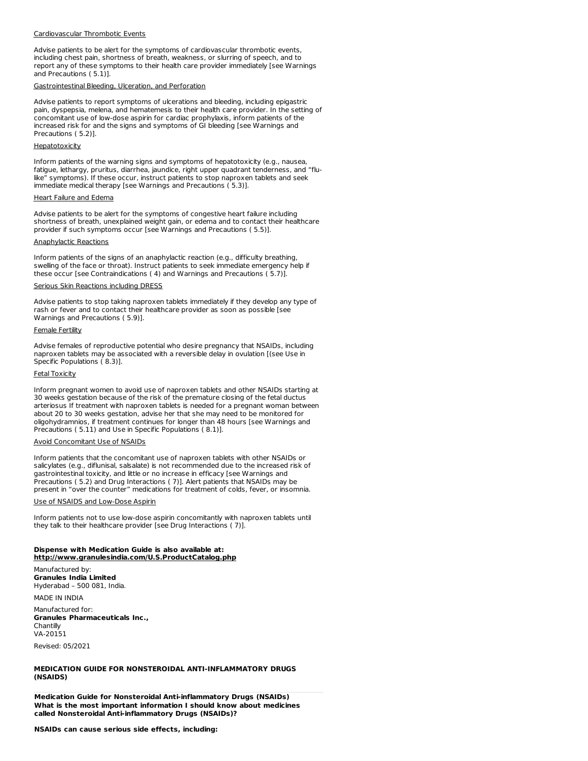Cardiovascular Thrombotic Events

Advise patients to be alert for the symptoms of cardiovascular thrombotic events, including chest pain, shortness of breath, weakness, or slurring of speech, and to report any of these symptoms to their health care provider immediately [see Warnings and Precautions ( 5.1)].

Gastrointestinal Bleeding, Ulceration, and Perforation

Advise patients to report symptoms of ulcerations and bleeding, including epigastric pain, dyspepsia, melena, and hematemesis to their health care provider. In the setting of concomitant use of low-dose aspirin for cardiac prophylaxis, inform patients of the increased risk for and the signs and symptoms of GI bleeding [see Warnings and Precautions ( 5.2)].

Hepatotoxicity

Inform patients of the warning signs and symptoms of hepatotoxicity (e.g., nausea, fatigue, lethargy, pruritus, diarrhea, jaundice, right upper quadrant tenderness, and "flu-like" symptoms). If these occur, instruct patients to stop naproxen tablets and seek immediate medical therapy [see Warnings and Precautions ( 5.3)].

Heart Failure and Edema

Advise patients to be alert for the symptoms of congestive heart failure including shortness of breath, unexplained weight gain, or edema and to contact their healthcare provider if such symptoms occur [see Warnings and Precautions ( 5.5)].

Anaphylactic Reactions

Inform patients of the signs of an anaphylactic reaction (e.g., difficulty breathing, swelling of the face or throat). Instruct patients to seek immediate emergency help if these occur [see Contraindications ( 4) and Warnings and Precautions ( 5.7)].

Serious Skin Reactions including DRESS

Advise patients to stop taking naproxen tablets immediately if they develop any type of rash or fever and to contact their healthcare provider as soon as possible [see Warnings and Precautions ( 5.9)].

Female Fertility

Advise females of reproductive potential who desire pregnancy that NSAIDs, including naproxen tablets may be associated with a reversible delay in ovulation [(see Use in Specific Populations ( 8.3)].

Fetal Toxicity

Inform pregnant women to avoid use of naproxen tablets and other NSAIDs starting at 30 weeks gestation because of the risk of the premature closing of the fetal ductus arteriosus If treatment with naproxen tablets is needed for a pregnant woman between about 20 to 30 weeks gestation, advise her that she may need to be monitored for oligohydramnios, if treatment continues for longer than 48 hours [see Warnings and Precautions ( 5.11) and Use in Specific Populations ( 8.1)].

Avoid Concomitant Use of NSAIDs

Inform patients that the concomitant use of naproxen tablets with other NSAIDs or salicylates (e.g., diflunisal, salsalate) is not recommended due to the increased risk of gastrointestinal toxicity, and little or no increase in efficacy [see Warnings and Precautions ( 5.2) and Drug Interactions ( 7)]. Alert patients that NSAIDs may be present in "over the counter" medications for treatment of colds, fever, or insomnia.

Use of NSAIDS and Low-Dose Aspirin

Inform patients not to use low-dose aspirin concomitantly with naproxen tablets until they talk to their healthcare provider [see Drug Interactions ( 7)].

**Dispense with Medication Guide is also available at:**
**http://www.granulesindia.com/U.S.ProductCatalog.php**

Manufactured by:
**Granules India Limited**
Hyderabad – 500 081, India.

MADE IN INDIA

Manufactured for:
**Granules Pharmaceuticals Inc.,**
Chantilly
VA-20151

Revised: 05/2021

**MEDICATION GUIDE FOR NONSTEROIDAL ANTI-INFLAMMATORY DRUGS (NSAIDS)**

**Medication Guide for Nonsteroidal Anti-inflammatory Drugs (NSAIDs)**
**What is the most important information I should know about medicines called Nonsteroidal Anti-inflammatory Drugs (NSAIDs)?**

**NSAIDs can cause serious side effects, including:**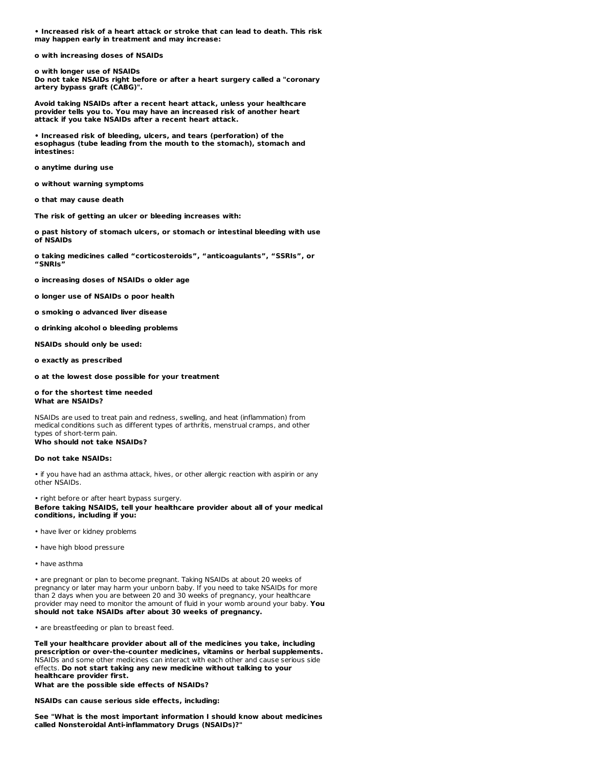**• Increased risk of a heart attack or stroke that can lead to death. This risk may happen early in treatment and may increase:**

**o with increasing doses of NSAIDs**

**o with longer use of NSAIDs**
**Do not take NSAIDs right before or after a heart surgery called a "coronary artery bypass graft (CABG)".**

**Avoid taking NSAIDs after a recent heart attack, unless your healthcare provider tells you to. You may have an increased risk of another heart attack if you take NSAIDs after a recent heart attack.**

**• Increased risk of bleeding, ulcers, and tears (perforation) of the esophagus (tube leading from the mouth to the stomach), stomach and intestines:**

**o anytime during use**

**o without warning symptoms**

**o that may cause death**

**The risk of getting an ulcer or bleeding increases with:**

**o past history of stomach ulcers, or stomach or intestinal bleeding with use of NSAIDs**

**o taking medicines called "corticosteroids", "anticoagulants", "SSRIs", or "SNRIs"**

**o increasing doses of NSAIDs o older age**

**o longer use of NSAIDs o poor health**

**o smoking o advanced liver disease**

**o drinking alcohol o bleeding problems**

**NSAIDs should only be used:**

**o exactly as prescribed**

**o at the lowest dose possible for your treatment**

**o for the shortest time needed**
**What are NSAIDs?**

NSAIDs are used to treat pain and redness, swelling, and heat (inflammation) from medical conditions such as different types of arthritis, menstrual cramps, and other types of short-term pain.
**Who should not take NSAIDs?**

**Do not take NSAIDs:**

• if you have had an asthma attack, hives, or other allergic reaction with aspirin or any other NSAIDs.

• right before or after heart bypass surgery.
**Before taking NSAIDS, tell your healthcare provider about all of your medical conditions, including if you:**

• have liver or kidney problems

• have high blood pressure

• have asthma

• are pregnant or plan to become pregnant. Taking NSAIDs at about 20 weeks of pregnancy or later may harm your unborn baby. If you need to take NSAIDs for more than 2 days when you are between 20 and 30 weeks of pregnancy, your healthcare provider may need to monitor the amount of fluid in your womb around your baby. **You should not take NSAIDs after about 30 weeks of pregnancy.**

• are breastfeeding or plan to breast feed.

**Tell your healthcare provider about all of the medicines you take, including prescription or over-the-counter medicines, vitamins or herbal supplements.** NSAIDs and some other medicines can interact with each other and cause serious side effects. **Do not start taking any new medicine without talking to your healthcare provider first.**
**What are the possible side effects of NSAIDs?**

**NSAIDs can cause serious side effects, including:**

**See "What is the most important information I should know about medicines called Nonsteroidal Anti-inflammatory Drugs (NSAIDs)?"**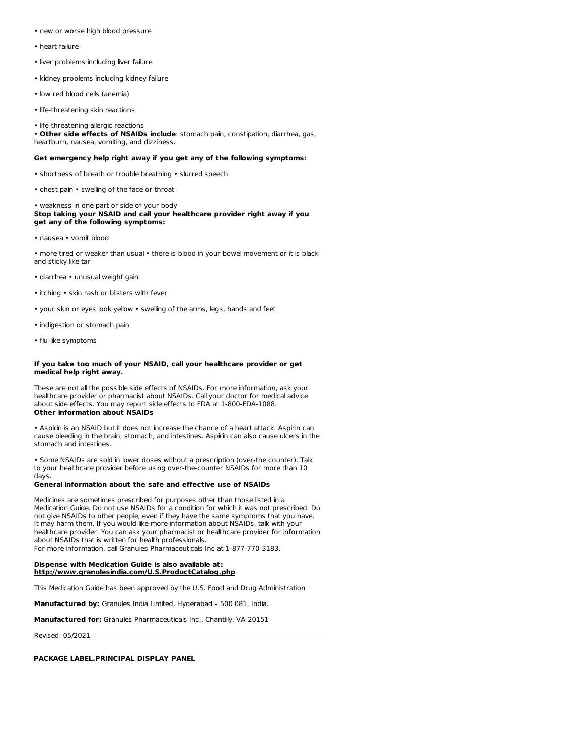- new or worse high blood pressure
- heart failure
- liver problems including liver failure
- kidney problems including kidney failure
- low red blood cells (anemia)
- life-threatening skin reactions
- life-threatening allergic reactions
- **Other side effects of NSAIDs include**: stomach pain, constipation, diarrhea, gas, heartburn, nausea, vomiting, and dizziness.

**Get emergency help right away if you get any of the following symptoms:**

- shortness of breath or trouble breathing • slurred speech
- chest pain • swelling of the face or throat
- weakness in one part or side of your body

**Stop taking your NSAID and call your healthcare provider right away if you get any of the following symptoms:**

- nausea • vomit blood
- more tired or weaker than usual • there is blood in your bowel movement or it is black and sticky like tar
- diarrhea • unusual weight gain
- itching • skin rash or blisters with fever
- your skin or eyes look yellow • swelling of the arms, legs, hands and feet
- indigestion or stomach pain
- flu-like symptoms

**If you take too much of your NSAID, call your healthcare provider or get medical help right away.**

These are not all the possible side effects of NSAIDs. For more information, ask your healthcare provider or pharmacist about NSAIDs. Call your doctor for medical advice about side effects. You may report side effects to FDA at 1-800-FDA-1088.

**Other information about NSAIDs**

- Aspirin is an NSAID but it does not increase the chance of a heart attack. Aspirin can cause bleeding in the brain, stomach, and intestines. Aspirin can also cause ulcers in the stomach and intestines.
- Some NSAIDs are sold in lower doses without a prescription (over-the counter). Talk to your healthcare provider before using over-the-counter NSAIDs for more than 10 days.

**General information about the safe and effective use of NSAIDs**

Medicines are sometimes prescribed for purposes other than those listed in a Medication Guide. Do not use NSAIDs for a condition for which it was not prescribed. Do not give NSAIDs to other people, even if they have the same symptoms that you have. It may harm them. If you would like more information about NSAIDs, talk with your healthcare provider. You can ask your pharmacist or healthcare provider for information about NSAIDs that is written for health professionals.
For more information, call Granules Pharmaceuticals Inc at 1-877-770-3183.

**Dispense with Medication Guide is also available at:**
**http://www.granulesindia.com/U.S.ProductCatalog.php**

This Medication Guide has been approved by the U.S. Food and Drug Administration

**Manufactured by:** Granules India Limited, Hyderabad – 500 081, India.

**Manufactured for:** Granules Pharmaceuticals Inc., Chantilly, VA-20151

Revised: 05/2021

**PACKAGE LABEL.PRINCIPAL DISPLAY PANEL**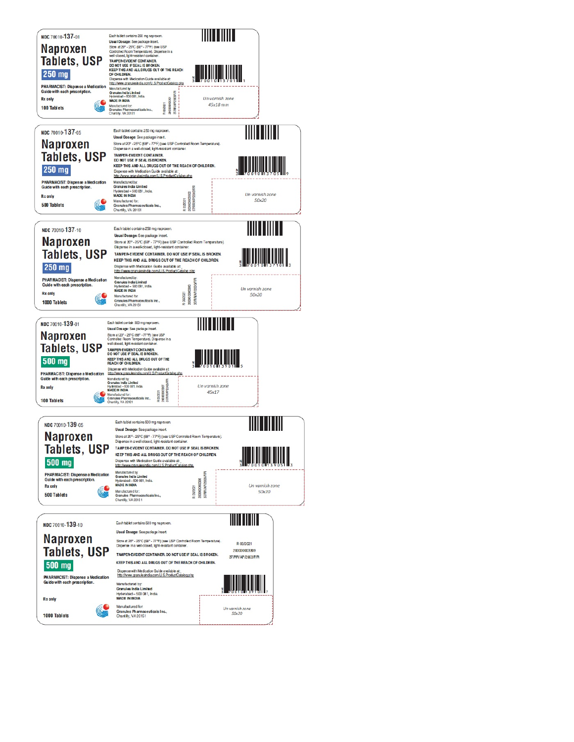NDC 70010-137-01

# Naproxen Tablets, USP

**250 mg**

PHARMACIST: Dispense a Medication Guide with each prescription.

Rx only

100 Tablets

Each tablet contains 250 mg naproxen.

Usual Dosage: See package insert.

Store at 20° - 25°C (68° - 77°F) (see USP Controlled Room Temperature). Dispense in a well-closed, light-resistant container.

TAMPER-EVIDENT CONTAINER. DO NOT USE IF SEAL IS BROKEN.

KEEP THIS AND ALL DRUGS OUT OF THE REACH OF CHILDREN.

Dispense with Medication Guide available at: http://www.granulesindia.com/U.S.ProductCatalog.php

Manufactured by: Granules India Limited Hyderabad – 500 081, India. MADE IN INDIA

Manufactured for: Granules Pharmaceuticals Inc., Chantilly, VA 20151

R 02/2021 2000000003300 37/RR/AP/2003/F/R

N 3 70010 13701 1

Un varnish zone 45x18 mm

---

NDC 70010-137-05

# Naproxen Tablets, USP

**250 mg**

PHARMACIST: Dispense a Medication Guide with each prescription.

Rx only

500 Tablets

Each tablet contains 250 mg naproxen.

Usual Dosage: See package insert.

Store at 20° - 25°C (68° - 77°F) (see USP Controlled Room Temperature). Dispense in a well-closed, light-resistant container.

TAMPER-EVIDENT CONTAINER. DO NOT USE IF SEAL IS BROKEN.

KEEP THIS AND ALL DRUGS OUT OF THE REACH OF CHILDREN.

Dispense with Medication Guide available at: http://www.granulesindia.com/U.S.ProductCatalog.php

Manufactured by: Granules India Limited Hyderabad – 500 081, India. MADE IN INDIA

Manufactured for: Granules Pharmaceuticals Inc., Chantilly, VA 20151

R 02/2021 2000000003302 37/RR/AP/2003/F/R

N 3 70010 13705 9

Un varnish zone 50x20

---

NDC 70010-137-10

# Naproxen Tablets, USP

**250 mg**

PHARMACIST: Dispense a Medication Guide with each prescription.

Rx only

1000 Tablets

Each tablet contains 250 mg naproxen.

Usual Dosage: See package insert.

Store at 20° - 25°C (68° - 77°F) (see USP Controlled Room Temperature). Dispense in a well-closed, light-resistant container.

TAMPER-EVIDENT CONTAINER. DO NOT USE IF SEAL IS BROKEN.

KEEP THIS AND ALL DRUGS OUT OF THE REACH OF CHILDREN.

Dispense with Medication Guide available at: http://www.granulesindia.com/U.S.ProductCatalog.php

Manufactured by: Granules India Limited Hyderabad – 500 081, India. MADE IN INDIA

Manufactured for: Granules Pharmaceuticals Inc., Chantilly, VA 20151

R 02/2021 2000000003303 37/RR/AP/2003/F/R

N 3 70010 13710 3

Un varnish zone 50x20

---

NDC 70010-139-01

# Naproxen Tablets, USP

**500 mg**

PHARMACIST: Dispense a Medication Guide with each prescription.

Rx only

100 Tablets

Each tablet contain 500 mg naproxen.

Usual Dosage: See package insert.

Store at 20° - 25°C (68° - 77°F) (see USP Controlled Room Temperature). Dispense in a well-closed, light-resistant container.

TAMPER-EVIDENT CONTAINER. DO NOT USE IF SEAL IS BROKEN.

KEEP THIS AND ALL DRUGS OUT OF THE REACH OF CHILDREN.

Dispense with Medication Guide available at: http://www.granulesindia.com/U.S.ProductCatalog.php

Manufactured by: Granules India Limited Hyderabad – 500 081, India. MADE IN INDIA

Manufactured for: Granules Pharmaceuticals Inc., Chantilly, VA 20151

R 02/2021 2000000003307 37/RR/AP/2003/F/R

N 3 70010 13901 5

Un varnish zone 45x17

---

NDC 70010-139-05

# Naproxen Tablets, USP

**500 mg**

PHARMACIST: Dispense a Medication Guide with each prescription.

Rx only

500 Tablets

Each tablet contains 500 mg naproxen.

Usual Dosage: See package insert.

Store at 20° - 25°C (68° - 77°F) (see USP Controlled Room Temperature). Dispense in a well-closed, light-resistant container.

TAMPER-EVIDENT CONTAINER. DO NOT USE IF SEAL IS BROKEN.

KEEP THIS AND ALL DRUGS OUT OF THE REACH OF CHILDREN.

Dispense with Medication Guide available at: http://www.granulesindia.com/U.S.ProductCatalog.php

Manufactured by: Granules India Limited Hyderabad – 500 081, India. MADE IN INDIA

Manufactured for: Granules Pharmaceuticals Inc., Chantilly, VA 20151

R 02/2021 2000000003308 37/RR/AP/2003/F/R

N 3 70010 13905 3

Un varnish zone 50x20

---

NDC 70010-139-10

# Naproxen Tablets, USP

**500 mg**

PHARMACIST: Dispense a Medication Guide with each prescription.

Rx only

1000 Tablets

Each tablet contains 500 mg naproxen.

Usual Dosage: See package insert.

Store at 20° - 25°C (68° - 77°F) (see USP Controlled Room Temperature). Dispense in a well-closed, light-resistant container.

R 02/2021 2000000003309 37/RR/AP/2003/F/R

TAMPER-EVIDENT CONTAINER. DO NOT USE IF SEAL IS BROKEN.

KEEP THIS AND ALL DRUGS OUT OF THE REACH OF CHILDREN.

Dispense with Medication Guide available at: http://www.granulesindia.com/U.S.ProductCatalog.php

Manufactured by: Granules India Limited Hyderabad – 500 081, India. MADE IN INDIA

Manufactured for: Granules Pharmaceuticals Inc., Chantilly, VA 20151

N 3 70010 13910 7

Un varnish zone 50x20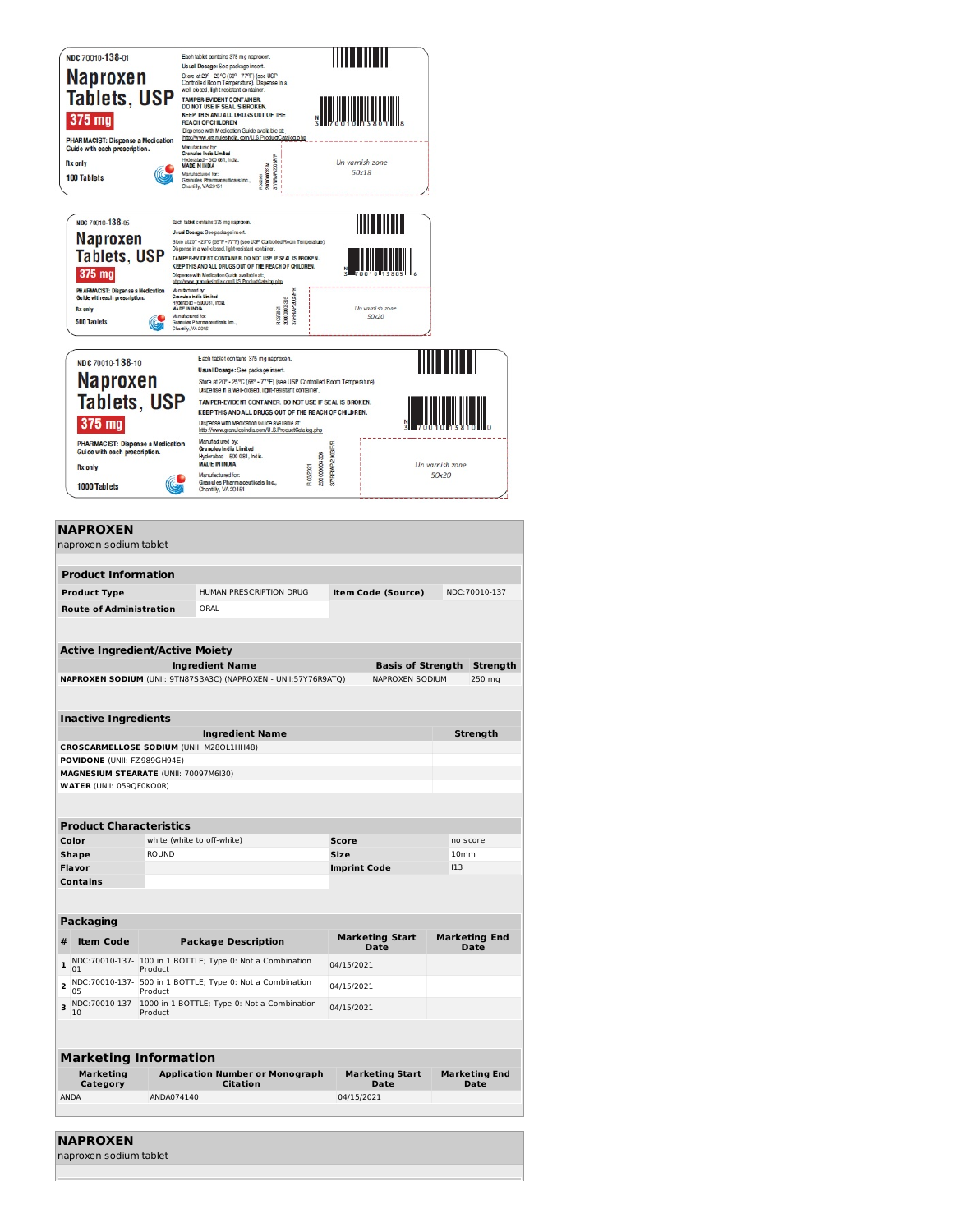NDC 70010-138-01

# Naproxen Tablets, USP

**375 mg**

Each tablet contains 375 mg naproxen.

**Usual Dosage:** See package insert.

Store at 20° - 25°C (68° - 77°F) (see USP Controlled Room Temperature). Dispense in a well-closed, light-resistant container.

TAMPER-EVIDENT CONTAINER. DO NOT USE IF SEAL IS BROKEN.

KEEP THIS AND ALL DRUGS OUT OF THE REACH OF CHILDREN.

Dispense with Medication Guide available at: http://www.granulesindia.com/U.S.ProductCatalog.php

PHARMACIST: Dispense a Medication Guide with each prescription.

Rx only

100 Tablets

Manufactured by: Granules India Limited Hyderabad – 500 081, India. MADE IN INDIA

Manufactured for: Granules Pharmaceuticals Inc., Chantilly, VA 20151

Un varnish zone 50x18

NDC 70010-138-05

# Naproxen Tablets, USP

**375 mg**

Each tablet contains 375 mg naproxen.

**Usual Dosage:** See package insert.

Store at 20° - 25°C (68° - 77°F) (see USP Controlled Room Temperature). Dispense in a well-closed, light-resistant container.

TAMPER-EVIDENT CONTAINER. DO NOT USE IF SEAL IS BROKEN.

KEEP THIS AND ALL DRUGS OUT OF THE REACH OF CHILDREN.

Dispense with Medication Guide available at: http://www.granulesindia.com/U.S.ProductCatalog.php

PHARMACIST: Dispense a Medication Guide with each prescription.

Rx only

500 Tablets

Manufactured by: Granules India Limited Hyderabad – 500 081, India. MADE IN INDIA

Manufactured for: Granules Pharmaceuticals Inc., Chantilly, VA 20151

Un varnish zone 50x20

NDC 70010-138-10

# Naproxen Tablets, USP

**375 mg**

Each tablet contains 375 mg naproxen.

**Usual Dosage:** See package insert.

Store at 20° - 25°C (68° - 77°F) (see USP Controlled Room Temperature). Dispense in a well-closed, light-resistant container.

TAMPER-EVIDENT CONTAINER. DO NOT USE IF SEAL IS BROKEN.

KEEP THIS AND ALL DRUGS OUT OF THE REACH OF CHILDREN.

Dispense with Medication Guide available at: http://www.granulesindia.com/U.S.ProductCatalog.php

PHARMACIST: Dispense a Medication Guide with each prescription.

Rx only

1000 Tablets

Manufactured by: Granules India Limited Hyderabad – 500 081, India. MADE IN INDIA

Manufactured for: Granules Pharmaceuticals Inc., Chantilly, VA 20151

Un varnish zone 50x20

## NAPROXEN

naproxen sodium tablet

### Product Information

| Product Type | HUMAN PRESCRIPTION DRUG | Item Code (Source) | NDC:70010-137 |
|---|---|---|---|
| Route of Administration | ORAL | | |

### Active Ingredient/Active Moiety

| Ingredient Name | Basis of Strength | Strength |
|---|---|---|
| NAPROXEN SODIUM (UNII: 9TN87S3A3C) (NAPROXEN - UNII:57Y76R9ATQ) | NAPROXEN SODIUM | 250 mg |

### Inactive Ingredients

| Ingredient Name | Strength |
|---|---|
| CROSCARMELLOSE SODIUM (UNII: M28OL1HH48) | |
| POVIDONE (UNII: FZ989GH94E) | |
| MAGNESIUM STEARATE (UNII: 70097M6I30) | |
| WATER (UNII: 059QF0KO0R) | |

### Product Characteristics

| Color | white (white to off-white) | Score | no score |
|---|---|---|---|
| Shape | ROUND | Size | 10mm |
| Flavor | | Imprint Code | I13 |
| Contains | | | |

### Packaging

| # | Item Code | Package Description | Marketing Start Date | Marketing End Date |
|---|---|---|---|---|
| 1 | NDC:70010-137-01 | 100 in 1 BOTTLE; Type 0: Not a Combination Product | 04/15/2021 | |
| 2 | NDC:70010-137-05 | 500 in 1 BOTTLE; Type 0: Not a Combination Product | 04/15/2021 | |
| 3 | NDC:70010-137-10 | 1000 in 1 BOTTLE; Type 0: Not a Combination Product | 04/15/2021 | |

### Marketing Information

| Marketing Category | Application Number or Monograph Citation | Marketing Start Date | Marketing End Date |
|---|---|---|---|
| ANDA | ANDA074140 | 04/15/2021 | |

## NAPROXEN

naproxen sodium tablet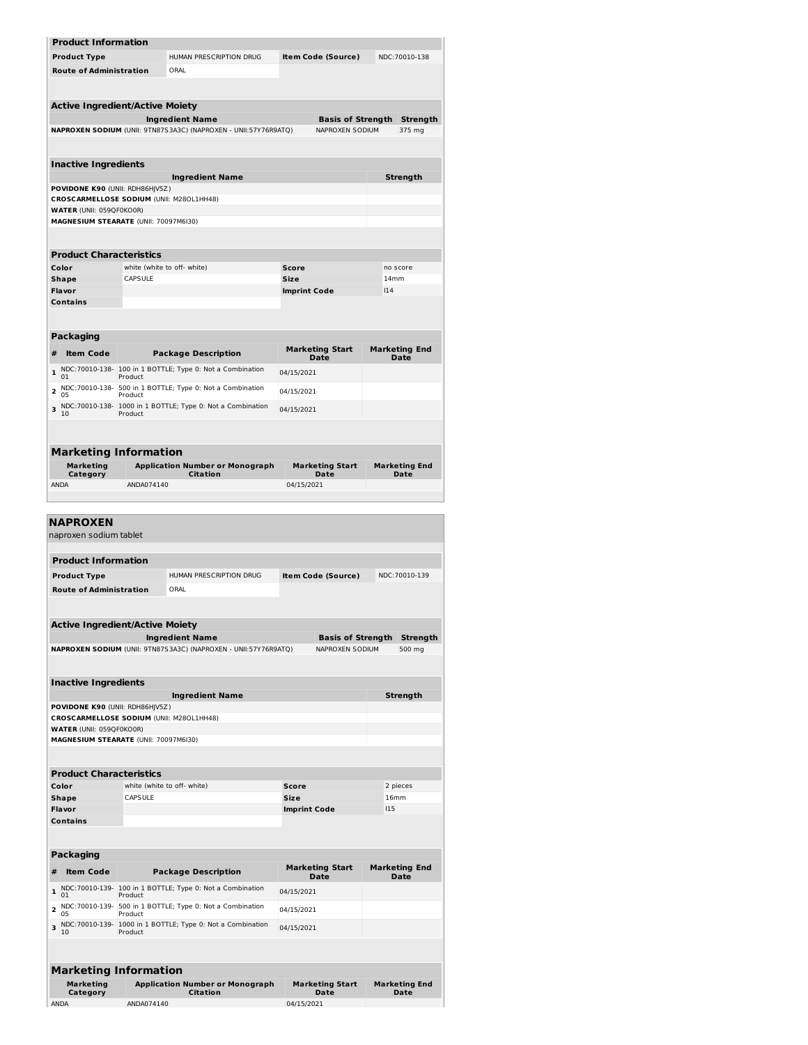### Product Information

| Product Type | HUMAN PRESCRIPTION DRUG | Item Code (Source) | NDC:70010-138 |
|---|---|---|---|
| Route of Administration | ORAL | | |

### Active Ingredient/Active Moiety

| Ingredient Name | Basis of Strength | Strength |
|---|---|---|
| **NAPROXEN SODIUM** (UNII: 9TN87S3A3C) (NAPROXEN - UNII:57Y76R9ATQ) | NAPROXEN SODIUM | 375 mg |

### Inactive Ingredients

| Ingredient Name | Strength |
|---|---|
| **POVIDONE K90** (UNII: RDH86HJV5Z) | |
| **CROSCARMELLOSE SODIUM** (UNII: M28OL1HH48) | |
| **WATER** (UNII: 059QF0KO0R) | |
| **MAGNESIUM STEARATE** (UNII: 70097M6I30) | |

### Product Characteristics

| Color | white (white to off- white) | Score | no score |
|---|---|---|---|
| Shape | CAPSULE | Size | 14mm |
| Flavor | | Imprint Code | I14 |
| Contains | | | |

### Packaging

| # | Item Code | Package Description | Marketing Start Date | Marketing End Date |
|---|---|---|---|---|
| 1 | NDC:70010-138-01 | 100 in 1 BOTTLE; Type 0: Not a Combination Product | 04/15/2021 | |
| 2 | NDC:70010-138-05 | 500 in 1 BOTTLE; Type 0: Not a Combination Product | 04/15/2021 | |
| 3 | NDC:70010-138-10 | 1000 in 1 BOTTLE; Type 0: Not a Combination Product | 04/15/2021 | |

### Marketing Information

| Marketing Category | Application Number or Monograph Citation | Marketing Start Date | Marketing End Date |
|---|---|---|---|
| ANDA | ANDA074140 | 04/15/2021 | |

## NAPROXEN

naproxen sodium tablet

### Product Information

| Product Type | HUMAN PRESCRIPTION DRUG | Item Code (Source) | NDC:70010-139 |
|---|---|---|---|
| Route of Administration | ORAL | | |

### Active Ingredient/Active Moiety

| Ingredient Name | Basis of Strength | Strength |
|---|---|---|
| **NAPROXEN SODIUM** (UNII: 9TN87S3A3C) (NAPROXEN - UNII:57Y76R9ATQ) | NAPROXEN SODIUM | 500 mg |

### Inactive Ingredients

| Ingredient Name | Strength |
|---|---|
| **POVIDONE K90** (UNII: RDH86HJV5Z) | |
| **CROSCARMELLOSE SODIUM** (UNII: M28OL1HH48) | |
| **WATER** (UNII: 059QF0KO0R) | |
| **MAGNESIUM STEARATE** (UNII: 70097M6I30) | |

### Product Characteristics

| Color | white (white to off- white) | Score | 2 pieces |
|---|---|---|---|
| Shape | CAPSULE | Size | 16mm |
| Flavor | | Imprint Code | I15 |
| Contains | | | |

### Packaging

| # | Item Code | Package Description | Marketing Start Date | Marketing End Date |
|---|---|---|---|---|
| 1 | NDC:70010-139-01 | 100 in 1 BOTTLE; Type 0: Not a Combination Product | 04/15/2021 | |
| 2 | NDC:70010-139-05 | 500 in 1 BOTTLE; Type 0: Not a Combination Product | 04/15/2021 | |
| 3 | NDC:70010-139-10 | 1000 in 1 BOTTLE; Type 0: Not a Combination Product | 04/15/2021 | |

### Marketing Information

| Marketing Category | Application Number or Monograph Citation | Marketing Start Date | Marketing End Date |
|---|---|---|---|
| ANDA | ANDA074140 | 04/15/2021 | |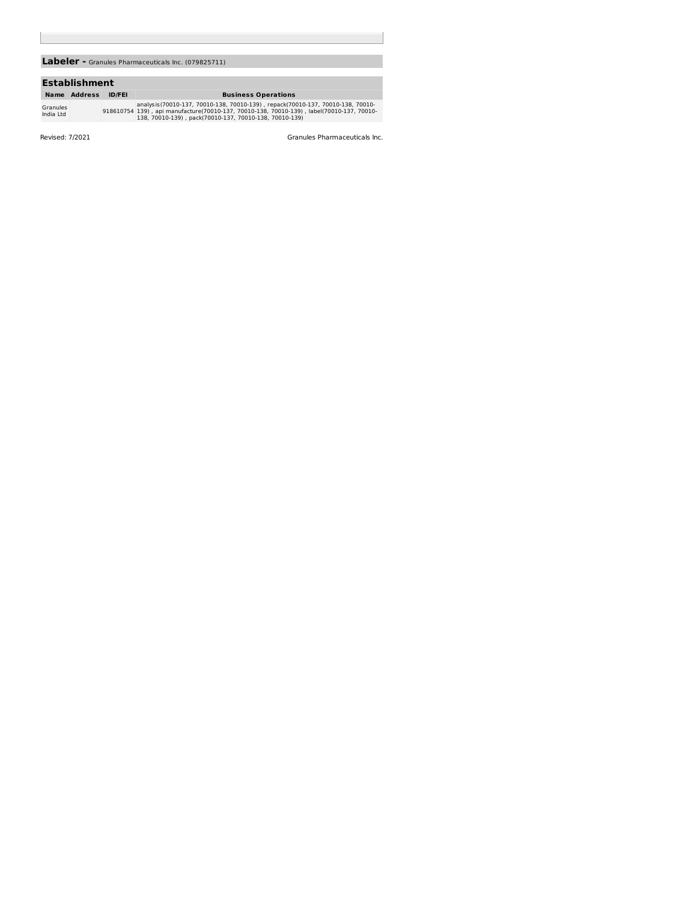**Labeler -** Granules Pharmaceuticals Inc. (079825711)

**Establishment**

| Name | Address | ID/FEI | Business Operations |
| --- | --- | --- | --- |
| Granules India Ltd | | 918610754 | analysis(70010-137, 70010-138, 70010-139) , repack(70010-137, 70010-138, 70010-139) , api manufacture(70010-137, 70010-138, 70010-139) , label(70010-137, 70010-138, 70010-139) , pack(70010-137, 70010-138, 70010-139) |

Revised: 7/2021

Granules Pharmaceuticals Inc.